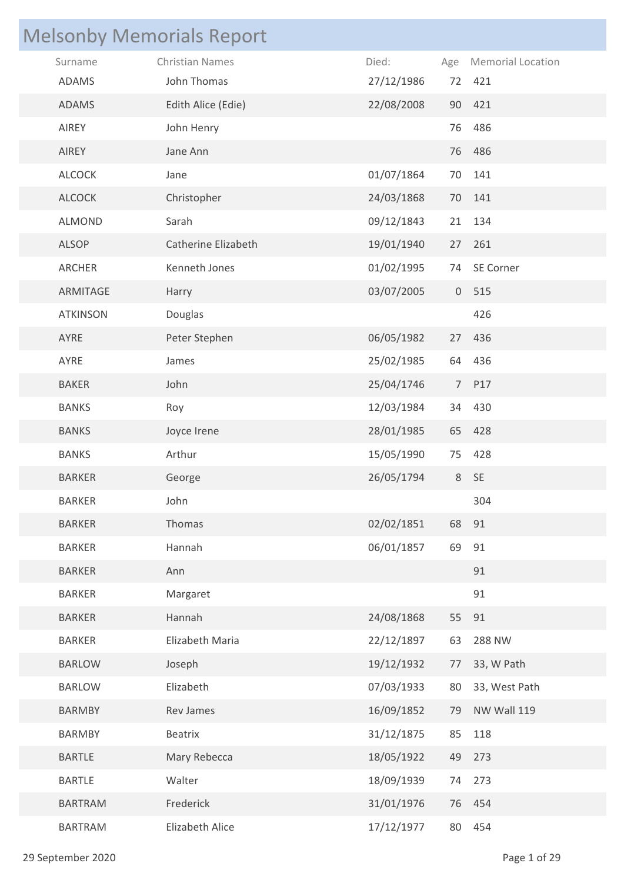# Melsonby Memorials Report

| Surname | Christian Names | Died: | Age | Memorial Location |
|---|---|---|---|---|
| ADAMS | John Thomas | 27/12/1986 | 72 | 421 |
| ADAMS | Edith Alice (Edie) | 22/08/2008 | 90 | 421 |
| AIREY | John Henry | | 76 | 486 |
| AIREY | Jane Ann | | 76 | 486 |
| ALCOCK | Jane | 01/07/1864 | 70 | 141 |
| ALCOCK | Christopher | 24/03/1868 | 70 | 141 |
| ALMOND | Sarah | 09/12/1843 | 21 | 134 |
| ALSOP | Catherine Elizabeth | 19/01/1940 | 27 | 261 |
| ARCHER | Kenneth Jones | 01/02/1995 | 74 | SE Corner |
| ARMITAGE | Harry | 03/07/2005 | 0 | 515 |
| ATKINSON | Douglas | | | 426 |
| AYRE | Peter Stephen | 06/05/1982 | 27 | 436 |
| AYRE | James | 25/02/1985 | 64 | 436 |
| BAKER | John | 25/04/1746 | 7 | P17 |
| BANKS | Roy | 12/03/1984 | 34 | 430 |
| BANKS | Joyce Irene | 28/01/1985 | 65 | 428 |
| BANKS | Arthur | 15/05/1990 | 75 | 428 |
| BARKER | George | 26/05/1794 | 8 | SE |
| BARKER | John | | | 304 |
| BARKER | Thomas | 02/02/1851 | 68 | 91 |
| BARKER | Hannah | 06/01/1857 | 69 | 91 |
| BARKER | Ann | | | 91 |
| BARKER | Margaret | | | 91 |
| BARKER | Hannah | 24/08/1868 | 55 | 91 |
| BARKER | Elizabeth Maria | 22/12/1897 | 63 | 288 NW |
| BARLOW | Joseph | 19/12/1932 | 77 | 33, W Path |
| BARLOW | Elizabeth | 07/03/1933 | 80 | 33, West Path |
| BARMBY | Rev James | 16/09/1852 | 79 | NW Wall 119 |
| BARMBY | Beatrix | 31/12/1875 | 85 | 118 |
| BARTLE | Mary Rebecca | 18/05/1922 | 49 | 273 |
| BARTLE | Walter | 18/09/1939 | 74 | 273 |
| BARTRAM | Frederick | 31/01/1976 | 76 | 454 |
| BARTRAM | Elizabeth Alice | 17/12/1977 | 80 | 454 |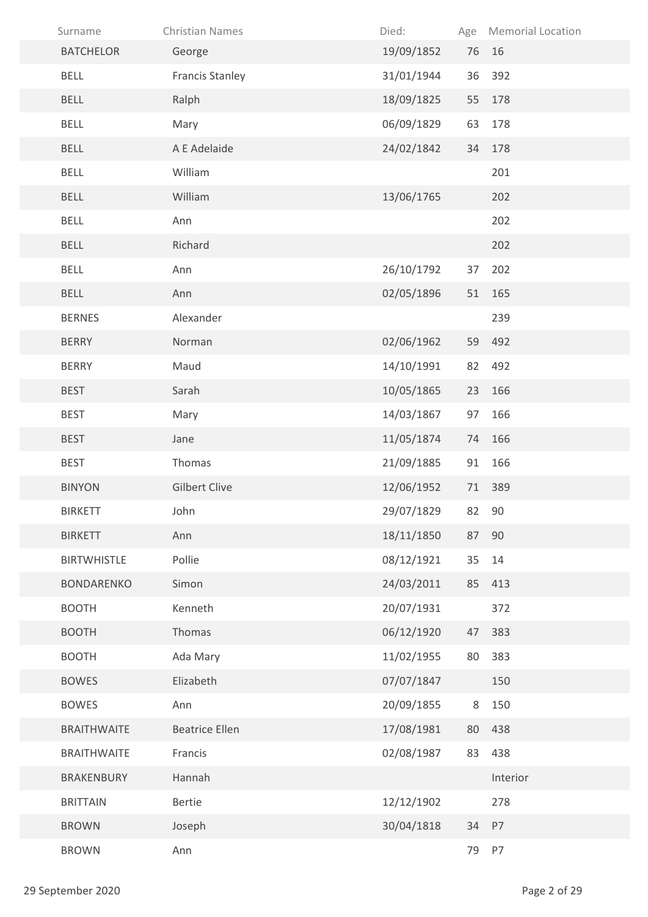| Surname | Christian Names | Died: | Age | Memorial Location |
|---|---|---|---|---|
| BATCHELOR | George | 19/09/1852 | 76 | 16 |
| BELL | Francis Stanley | 31/01/1944 | 36 | 392 |
| BELL | Ralph | 18/09/1825 | 55 | 178 |
| BELL | Mary | 06/09/1829 | 63 | 178 |
| BELL | A E Adelaide | 24/02/1842 | 34 | 178 |
| BELL | William | | | 201 |
| BELL | William | 13/06/1765 | | 202 |
| BELL | Ann | | | 202 |
| BELL | Richard | | | 202 |
| BELL | Ann | 26/10/1792 | 37 | 202 |
| BELL | Ann | 02/05/1896 | 51 | 165 |
| BERNES | Alexander | | | 239 |
| BERRY | Norman | 02/06/1962 | 59 | 492 |
| BERRY | Maud | 14/10/1991 | 82 | 492 |
| BEST | Sarah | 10/05/1865 | 23 | 166 |
| BEST | Mary | 14/03/1867 | 97 | 166 |
| BEST | Jane | 11/05/1874 | 74 | 166 |
| BEST | Thomas | 21/09/1885 | 91 | 166 |
| BINYON | Gilbert Clive | 12/06/1952 | 71 | 389 |
| BIRKETT | John | 29/07/1829 | 82 | 90 |
| BIRKETT | Ann | 18/11/1850 | 87 | 90 |
| BIRTWHISTLE | Pollie | 08/12/1921 | 35 | 14 |
| BONDARENKO | Simon | 24/03/2011 | 85 | 413 |
| BOOTH | Kenneth | 20/07/1931 | | 372 |
| BOOTH | Thomas | 06/12/1920 | 47 | 383 |
| BOOTH | Ada Mary | 11/02/1955 | 80 | 383 |
| BOWES | Elizabeth | 07/07/1847 | | 150 |
| BOWES | Ann | 20/09/1855 | 8 | 150 |
| BRAITHWAITE | Beatrice Ellen | 17/08/1981 | 80 | 438 |
| BRAITHWAITE | Francis | 02/08/1987 | 83 | 438 |
| BRAKENBURY | Hannah | | | Interior |
| BRITTAIN | Bertie | 12/12/1902 | | 278 |
| BROWN | Joseph | 30/04/1818 | 34 | P7 |
| BROWN | Ann | | 79 | P7 |

29 September 2020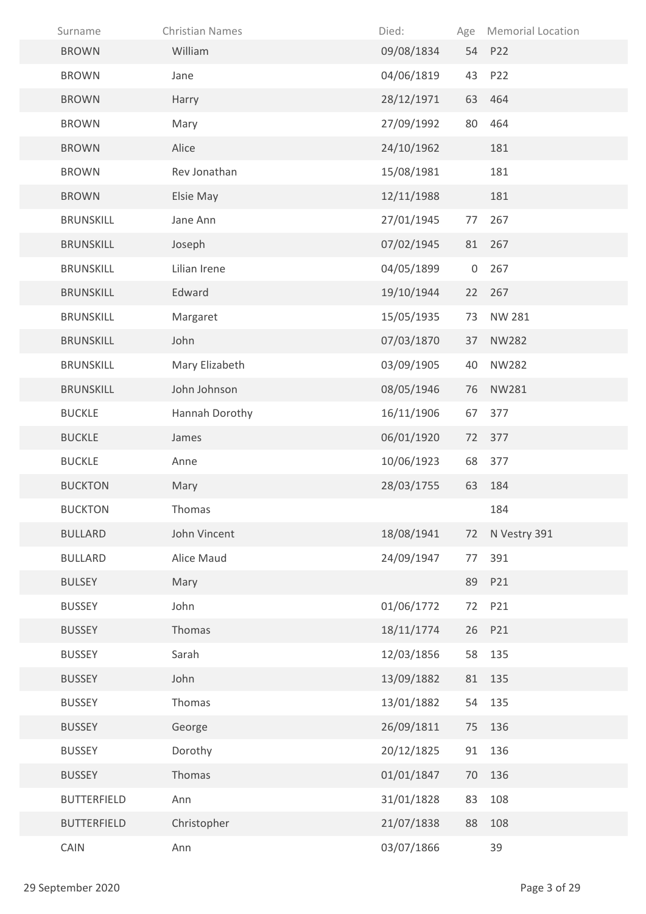| Surname | Christian Names | Died: | Age | Memorial Location |
|---|---|---|---|---|
| BROWN | William | 09/08/1834 | 54 | P22 |
| BROWN | Jane | 04/06/1819 | 43 | P22 |
| BROWN | Harry | 28/12/1971 | 63 | 464 |
| BROWN | Mary | 27/09/1992 | 80 | 464 |
| BROWN | Alice | 24/10/1962 | | 181 |
| BROWN | Rev Jonathan | 15/08/1981 | | 181 |
| BROWN | Elsie May | 12/11/1988 | | 181 |
| BRUNSKILL | Jane Ann | 27/01/1945 | 77 | 267 |
| BRUNSKILL | Joseph | 07/02/1945 | 81 | 267 |
| BRUNSKILL | Lilian Irene | 04/05/1899 | 0 | 267 |
| BRUNSKILL | Edward | 19/10/1944 | 22 | 267 |
| BRUNSKILL | Margaret | 15/05/1935 | 73 | NW 281 |
| BRUNSKILL | John | 07/03/1870 | 37 | NW282 |
| BRUNSKILL | Mary Elizabeth | 03/09/1905 | 40 | NW282 |
| BRUNSKILL | John Johnson | 08/05/1946 | 76 | NW281 |
| BUCKLE | Hannah Dorothy | 16/11/1906 | 67 | 377 |
| BUCKLE | James | 06/01/1920 | 72 | 377 |
| BUCKLE | Anne | 10/06/1923 | 68 | 377 |
| BUCKTON | Mary | 28/03/1755 | 63 | 184 |
| BUCKTON | Thomas | | | 184 |
| BULLARD | John Vincent | 18/08/1941 | 72 | N Vestry 391 |
| BULLARD | Alice Maud | 24/09/1947 | 77 | 391 |
| BULSEY | Mary | | 89 | P21 |
| BUSSEY | John | 01/06/1772 | 72 | P21 |
| BUSSEY | Thomas | 18/11/1774 | 26 | P21 |
| BUSSEY | Sarah | 12/03/1856 | 58 | 135 |
| BUSSEY | John | 13/09/1882 | 81 | 135 |
| BUSSEY | Thomas | 13/01/1882 | 54 | 135 |
| BUSSEY | George | 26/09/1811 | 75 | 136 |
| BUSSEY | Dorothy | 20/12/1825 | 91 | 136 |
| BUSSEY | Thomas | 01/01/1847 | 70 | 136 |
| BUTTERFIELD | Ann | 31/01/1828 | 83 | 108 |
| BUTTERFIELD | Christopher | 21/07/1838 | 88 | 108 |
| CAIN | Ann | 03/07/1866 | | 39 |

29 September 2020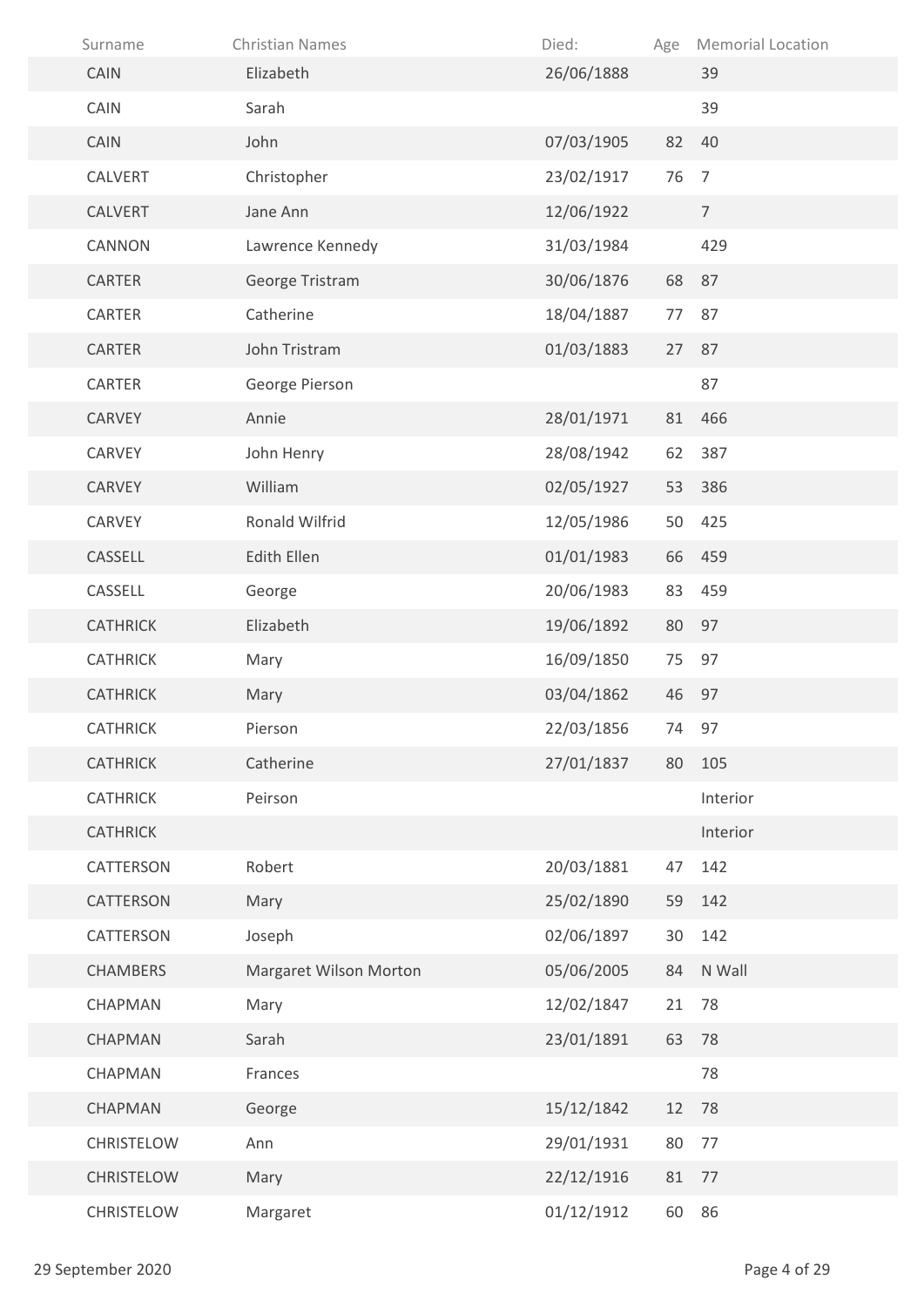| Surname | Christian Names | Died: | Age | Memorial Location |
|---|---|---|---|---|
| CAIN | Elizabeth | 26/06/1888 | | 39 |
| CAIN | Sarah | | | 39 |
| CAIN | John | 07/03/1905 | 82 | 40 |
| CALVERT | Christopher | 23/02/1917 | 76 | 7 |
| CALVERT | Jane Ann | 12/06/1922 | | 7 |
| CANNON | Lawrence Kennedy | 31/03/1984 | | 429 |
| CARTER | George Tristram | 30/06/1876 | 68 | 87 |
| CARTER | Catherine | 18/04/1887 | 77 | 87 |
| CARTER | John Tristram | 01/03/1883 | 27 | 87 |
| CARTER | George Pierson | | | 87 |
| CARVEY | Annie | 28/01/1971 | 81 | 466 |
| CARVEY | John Henry | 28/08/1942 | 62 | 387 |
| CARVEY | William | 02/05/1927 | 53 | 386 |
| CARVEY | Ronald Wilfrid | 12/05/1986 | 50 | 425 |
| CASSELL | Edith Ellen | 01/01/1983 | 66 | 459 |
| CASSELL | George | 20/06/1983 | 83 | 459 |
| CATHRICK | Elizabeth | 19/06/1892 | 80 | 97 |
| CATHRICK | Mary | 16/09/1850 | 75 | 97 |
| CATHRICK | Mary | 03/04/1862 | 46 | 97 |
| CATHRICK | Pierson | 22/03/1856 | 74 | 97 |
| CATHRICK | Catherine | 27/01/1837 | 80 | 105 |
| CATHRICK | Peirson | | | Interior |
| CATHRICK | | | | Interior |
| CATTERSON | Robert | 20/03/1881 | 47 | 142 |
| CATTERSON | Mary | 25/02/1890 | 59 | 142 |
| CATTERSON | Joseph | 02/06/1897 | 30 | 142 |
| CHAMBERS | Margaret Wilson Morton | 05/06/2005 | 84 | N Wall |
| CHAPMAN | Mary | 12/02/1847 | 21 | 78 |
| CHAPMAN | Sarah | 23/01/1891 | 63 | 78 |
| CHAPMAN | Frances | | | 78 |
| CHAPMAN | George | 15/12/1842 | 12 | 78 |
| CHRISTELOW | Ann | 29/01/1931 | 80 | 77 |
| CHRISTELOW | Mary | 22/12/1916 | 81 | 77 |
| CHRISTELOW | Margaret | 01/12/1912 | 60 | 86 |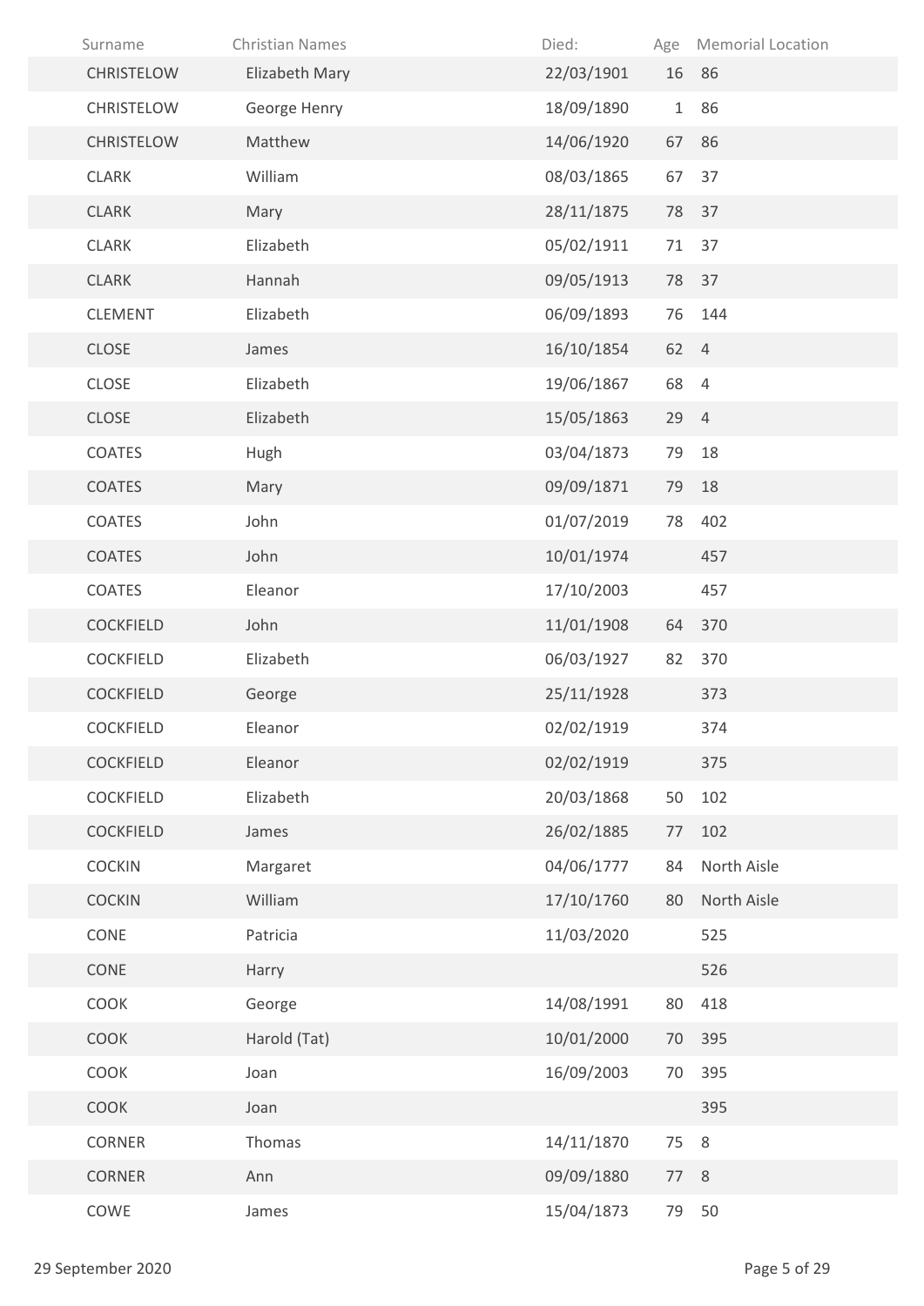| Surname | Christian Names | Died: | Age | Memorial Location |
| --- | --- | --- | --- | --- |
| CHRISTELOW | Elizabeth Mary | 22/03/1901 | 16 | 86 |
| CHRISTELOW | George Henry | 18/09/1890 | 1 | 86 |
| CHRISTELOW | Matthew | 14/06/1920 | 67 | 86 |
| CLARK | William | 08/03/1865 | 67 | 37 |
| CLARK | Mary | 28/11/1875 | 78 | 37 |
| CLARK | Elizabeth | 05/02/1911 | 71 | 37 |
| CLARK | Hannah | 09/05/1913 | 78 | 37 |
| CLEMENT | Elizabeth | 06/09/1893 | 76 | 144 |
| CLOSE | James | 16/10/1854 | 62 | 4 |
| CLOSE | Elizabeth | 19/06/1867 | 68 | 4 |
| CLOSE | Elizabeth | 15/05/1863 | 29 | 4 |
| COATES | Hugh | 03/04/1873 | 79 | 18 |
| COATES | Mary | 09/09/1871 | 79 | 18 |
| COATES | John | 01/07/2019 | 78 | 402 |
| COATES | John | 10/01/1974 | | 457 |
| COATES | Eleanor | 17/10/2003 | | 457 |
| COCKFIELD | John | 11/01/1908 | 64 | 370 |
| COCKFIELD | Elizabeth | 06/03/1927 | 82 | 370 |
| COCKFIELD | George | 25/11/1928 | | 373 |
| COCKFIELD | Eleanor | 02/02/1919 | | 374 |
| COCKFIELD | Eleanor | 02/02/1919 | | 375 |
| COCKFIELD | Elizabeth | 20/03/1868 | 50 | 102 |
| COCKFIELD | James | 26/02/1885 | 77 | 102 |
| COCKIN | Margaret | 04/06/1777 | 84 | North Aisle |
| COCKIN | William | 17/10/1760 | 80 | North Aisle |
| CONE | Patricia | 11/03/2020 | | 525 |
| CONE | Harry | | | 526 |
| COOK | George | 14/08/1991 | 80 | 418 |
| COOK | Harold (Tat) | 10/01/2000 | 70 | 395 |
| COOK | Joan | 16/09/2003 | 70 | 395 |
| COOK | Joan | | | 395 |
| CORNER | Thomas | 14/11/1870 | 75 | 8 |
| CORNER | Ann | 09/09/1880 | 77 | 8 |
| COWE | James | 15/04/1873 | 79 | 50 |

29 September 2020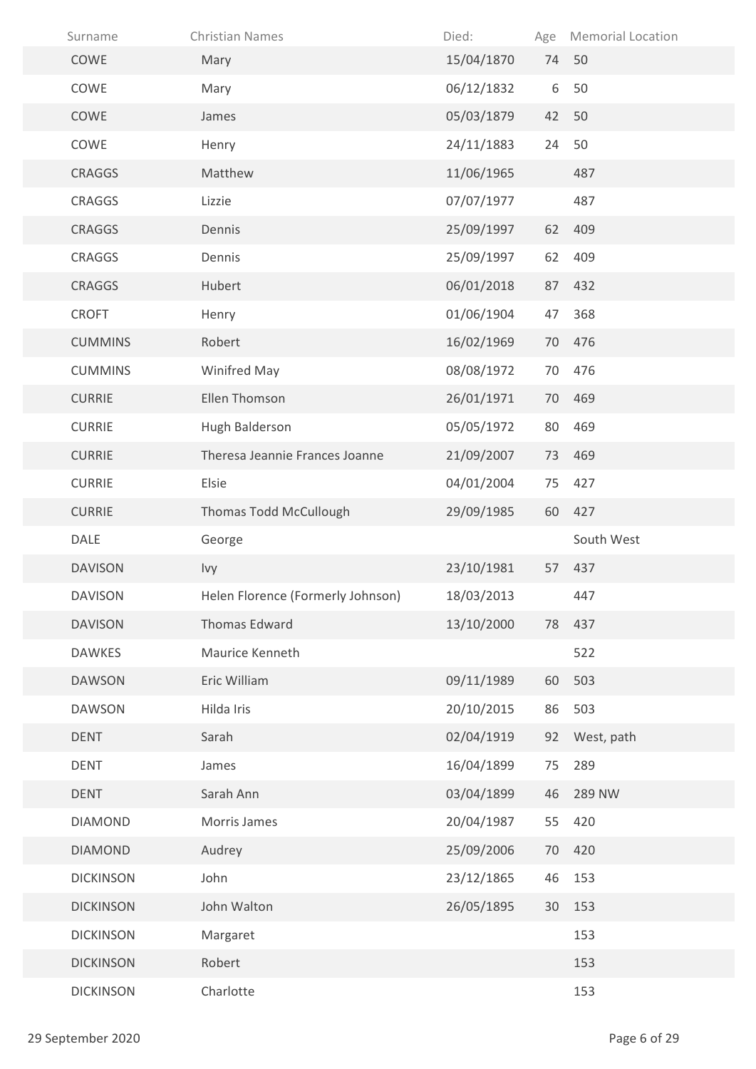| Surname | Christian Names | Died: | Age | Memorial Location |
| --- | --- | --- | --- | --- |
| COWE | Mary | 15/04/1870 | 74 | 50 |
| COWE | Mary | 06/12/1832 | 6 | 50 |
| COWE | James | 05/03/1879 | 42 | 50 |
| COWE | Henry | 24/11/1883 | 24 | 50 |
| CRAGGS | Matthew | 11/06/1965 | | 487 |
| CRAGGS | Lizzie | 07/07/1977 | | 487 |
| CRAGGS | Dennis | 25/09/1997 | 62 | 409 |
| CRAGGS | Dennis | 25/09/1997 | 62 | 409 |
| CRAGGS | Hubert | 06/01/2018 | 87 | 432 |
| CROFT | Henry | 01/06/1904 | 47 | 368 |
| CUMMINS | Robert | 16/02/1969 | 70 | 476 |
| CUMMINS | Winifred May | 08/08/1972 | 70 | 476 |
| CURRIE | Ellen Thomson | 26/01/1971 | 70 | 469 |
| CURRIE | Hugh Balderson | 05/05/1972 | 80 | 469 |
| CURRIE | Theresa Jeannie Frances Joanne | 21/09/2007 | 73 | 469 |
| CURRIE | Elsie | 04/01/2004 | 75 | 427 |
| CURRIE | Thomas Todd McCullough | 29/09/1985 | 60 | 427 |
| DALE | George | | | South West |
| DAVISON | Ivy | 23/10/1981 | 57 | 437 |
| DAVISON | Helen Florence (Formerly Johnson) | 18/03/2013 | | 447 |
| DAVISON | Thomas Edward | 13/10/2000 | 78 | 437 |
| DAWKES | Maurice Kenneth | | | 522 |
| DAWSON | Eric William | 09/11/1989 | 60 | 503 |
| DAWSON | Hilda Iris | 20/10/2015 | 86 | 503 |
| DENT | Sarah | 02/04/1919 | 92 | West, path |
| DENT | James | 16/04/1899 | 75 | 289 |
| DENT | Sarah Ann | 03/04/1899 | 46 | 289 NW |
| DIAMOND | Morris James | 20/04/1987 | 55 | 420 |
| DIAMOND | Audrey | 25/09/2006 | 70 | 420 |
| DICKINSON | John | 23/12/1865 | 46 | 153 |
| DICKINSON | John Walton | 26/05/1895 | 30 | 153 |
| DICKINSON | Margaret | | | 153 |
| DICKINSON | Robert | | | 153 |
| DICKINSON | Charlotte | | | 153 |

29 September 2020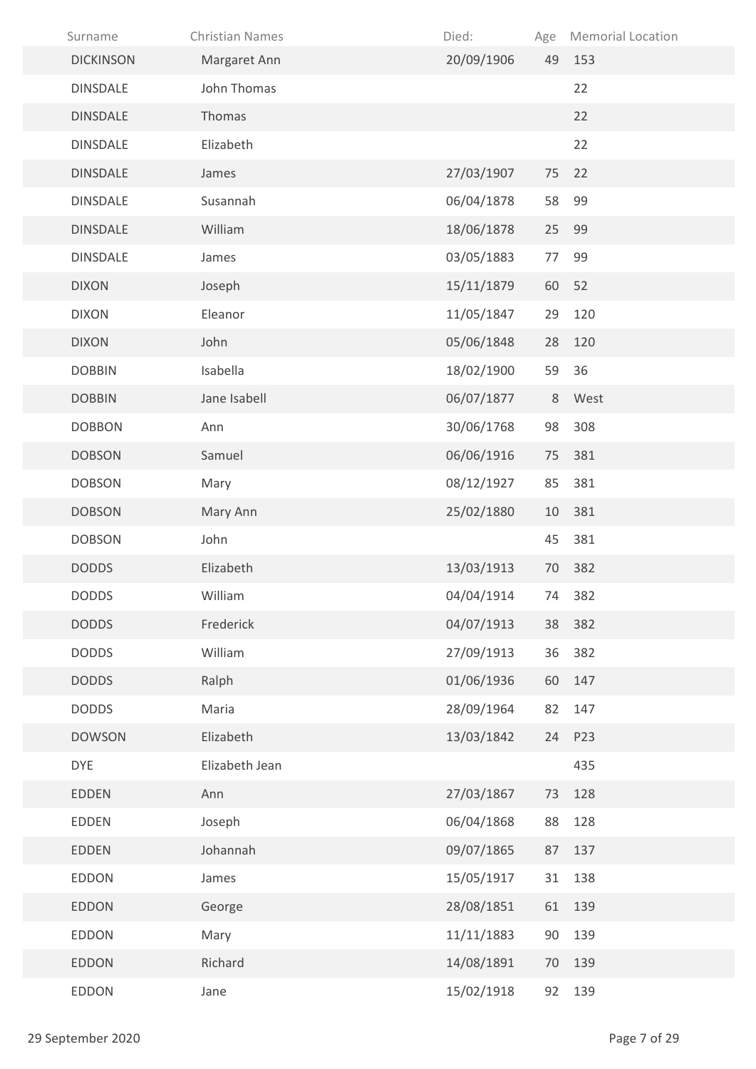| Surname | Christian Names | Died: | Age | Memorial Location |
| --- | --- | --- | --- | --- |
| DICKINSON | Margaret Ann | 20/09/1906 | 49 | 153 |
| DINSDALE | John Thomas | | | 22 |
| DINSDALE | Thomas | | | 22 |
| DINSDALE | Elizabeth | | | 22 |
| DINSDALE | James | 27/03/1907 | 75 | 22 |
| DINSDALE | Susannah | 06/04/1878 | 58 | 99 |
| DINSDALE | William | 18/06/1878 | 25 | 99 |
| DINSDALE | James | 03/05/1883 | 77 | 99 |
| DIXON | Joseph | 15/11/1879 | 60 | 52 |
| DIXON | Eleanor | 11/05/1847 | 29 | 120 |
| DIXON | John | 05/06/1848 | 28 | 120 |
| DOBBIN | Isabella | 18/02/1900 | 59 | 36 |
| DOBBIN | Jane Isabell | 06/07/1877 | 8 | West |
| DOBBON | Ann | 30/06/1768 | 98 | 308 |
| DOBSON | Samuel | 06/06/1916 | 75 | 381 |
| DOBSON | Mary | 08/12/1927 | 85 | 381 |
| DOBSON | Mary Ann | 25/02/1880 | 10 | 381 |
| DOBSON | John | | 45 | 381 |
| DODDS | Elizabeth | 13/03/1913 | 70 | 382 |
| DODDS | William | 04/04/1914 | 74 | 382 |
| DODDS | Frederick | 04/07/1913 | 38 | 382 |
| DODDS | William | 27/09/1913 | 36 | 382 |
| DODDS | Ralph | 01/06/1936 | 60 | 147 |
| DODDS | Maria | 28/09/1964 | 82 | 147 |
| DOWSON | Elizabeth | 13/03/1842 | 24 | P23 |
| DYE | Elizabeth Jean | | | 435 |
| EDDEN | Ann | 27/03/1867 | 73 | 128 |
| EDDEN | Joseph | 06/04/1868 | 88 | 128 |
| EDDEN | Johannah | 09/07/1865 | 87 | 137 |
| EDDON | James | 15/05/1917 | 31 | 138 |
| EDDON | George | 28/08/1851 | 61 | 139 |
| EDDON | Mary | 11/11/1883 | 90 | 139 |
| EDDON | Richard | 14/08/1891 | 70 | 139 |
| EDDON | Jane | 15/02/1918 | 92 | 139 |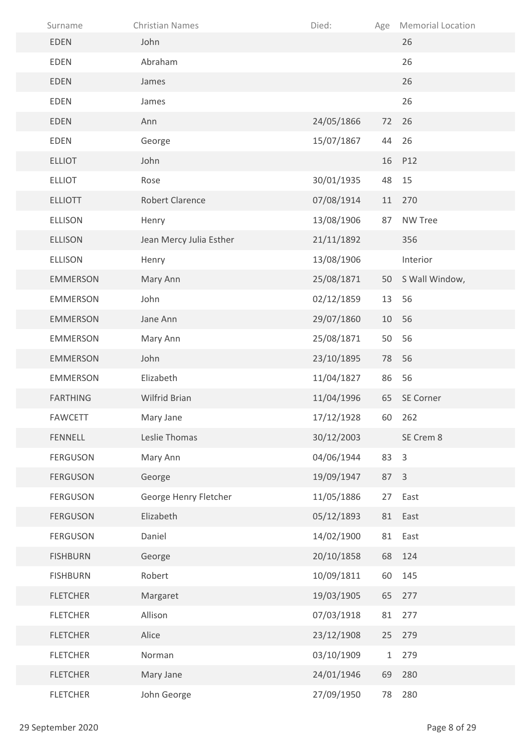| Surname | Christian Names | Died: | Age | Memorial Location |
|---|---|---|---|---|
| EDEN | John | | | 26 |
| EDEN | Abraham | | | 26 |
| EDEN | James | | | 26 |
| EDEN | James | | | 26 |
| EDEN | Ann | 24/05/1866 | 72 | 26 |
| EDEN | George | 15/07/1867 | 44 | 26 |
| ELLIOT | John | | 16 | P12 |
| ELLIOT | Rose | 30/01/1935 | 48 | 15 |
| ELLIOTT | Robert Clarence | 07/08/1914 | 11 | 270 |
| ELLISON | Henry | 13/08/1906 | 87 | NW Tree |
| ELLISON | Jean Mercy Julia Esther | 21/11/1892 | | 356 |
| ELLISON | Henry | 13/08/1906 | | Interior |
| EMMERSON | Mary Ann | 25/08/1871 | 50 | S Wall Window, |
| EMMERSON | John | 02/12/1859 | 13 | 56 |
| EMMERSON | Jane Ann | 29/07/1860 | 10 | 56 |
| EMMERSON | Mary Ann | 25/08/1871 | 50 | 56 |
| EMMERSON | John | 23/10/1895 | 78 | 56 |
| EMMERSON | Elizabeth | 11/04/1827 | 86 | 56 |
| FARTHING | Wilfrid Brian | 11/04/1996 | 65 | SE Corner |
| FAWCETT | Mary Jane | 17/12/1928 | 60 | 262 |
| FENNELL | Leslie Thomas | 30/12/2003 | | SE Crem 8 |
| FERGUSON | Mary Ann | 04/06/1944 | 83 | 3 |
| FERGUSON | George | 19/09/1947 | 87 | 3 |
| FERGUSON | George Henry Fletcher | 11/05/1886 | 27 | East |
| FERGUSON | Elizabeth | 05/12/1893 | 81 | East |
| FERGUSON | Daniel | 14/02/1900 | 81 | East |
| FISHBURN | George | 20/10/1858 | 68 | 124 |
| FISHBURN | Robert | 10/09/1811 | 60 | 145 |
| FLETCHER | Margaret | 19/03/1905 | 65 | 277 |
| FLETCHER | Allison | 07/03/1918 | 81 | 277 |
| FLETCHER | Alice | 23/12/1908 | 25 | 279 |
| FLETCHER | Norman | 03/10/1909 | 1 | 279 |
| FLETCHER | Mary Jane | 24/01/1946 | 69 | 280 |
| FLETCHER | John George | 27/09/1950 | 78 | 280 |

29 September 2020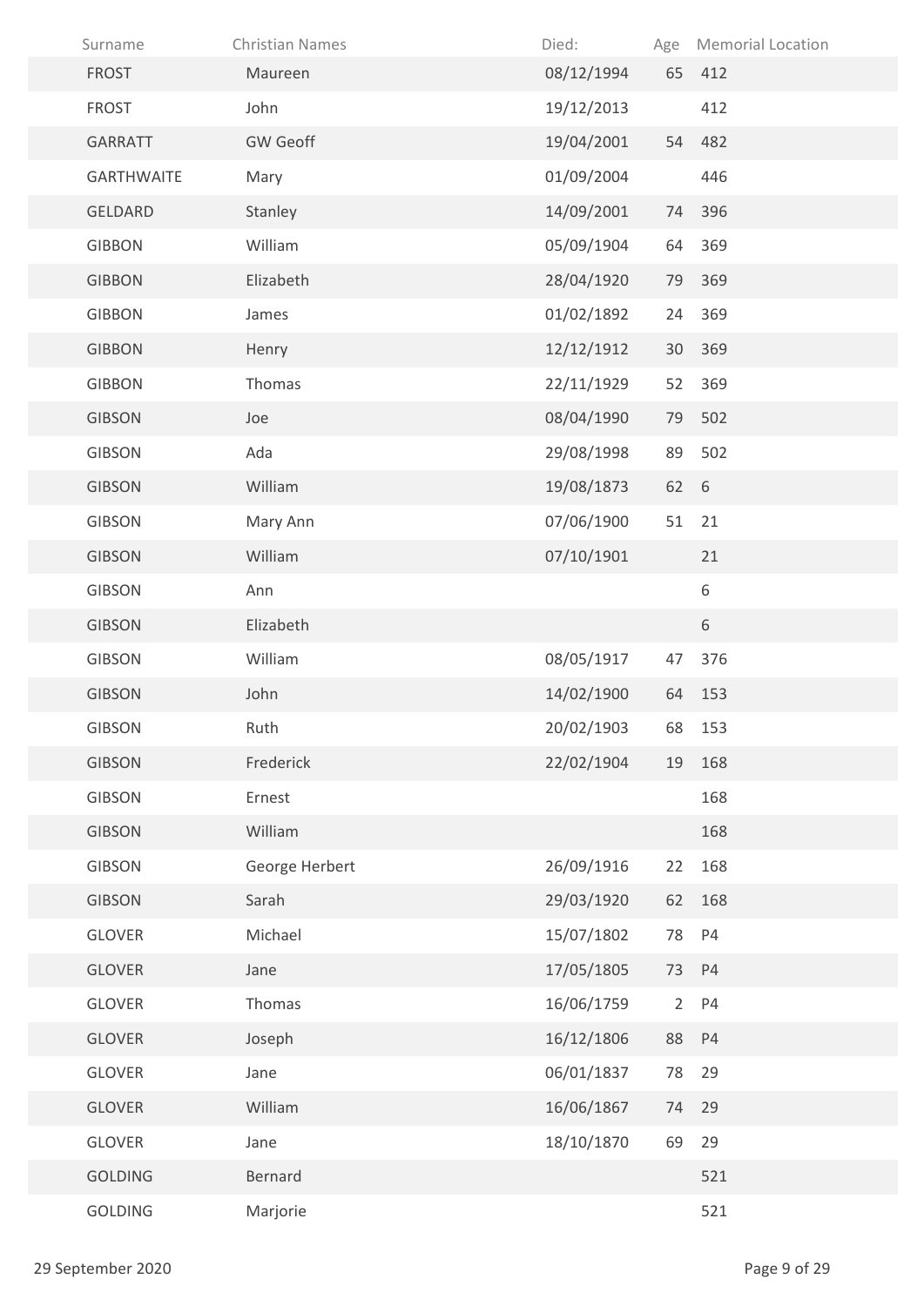| Surname | Christian Names | Died: | Age | Memorial Location |
|---|---|---|---|---|
| FROST | Maureen | 08/12/1994 | 65 | 412 |
| FROST | John | 19/12/2013 | | 412 |
| GARRATT | GW Geoff | 19/04/2001 | 54 | 482 |
| GARTHWAITE | Mary | 01/09/2004 | | 446 |
| GELDARD | Stanley | 14/09/2001 | 74 | 396 |
| GIBBON | William | 05/09/1904 | 64 | 369 |
| GIBBON | Elizabeth | 28/04/1920 | 79 | 369 |
| GIBBON | James | 01/02/1892 | 24 | 369 |
| GIBBON | Henry | 12/12/1912 | 30 | 369 |
| GIBBON | Thomas | 22/11/1929 | 52 | 369 |
| GIBSON | Joe | 08/04/1990 | 79 | 502 |
| GIBSON | Ada | 29/08/1998 | 89 | 502 |
| GIBSON | William | 19/08/1873 | 62 | 6 |
| GIBSON | Mary Ann | 07/06/1900 | 51 | 21 |
| GIBSON | William | 07/10/1901 | | 21 |
| GIBSON | Ann | | | 6 |
| GIBSON | Elizabeth | | | 6 |
| GIBSON | William | 08/05/1917 | 47 | 376 |
| GIBSON | John | 14/02/1900 | 64 | 153 |
| GIBSON | Ruth | 20/02/1903 | 68 | 153 |
| GIBSON | Frederick | 22/02/1904 | 19 | 168 |
| GIBSON | Ernest | | | 168 |
| GIBSON | William | | | 168 |
| GIBSON | George Herbert | 26/09/1916 | 22 | 168 |
| GIBSON | Sarah | 29/03/1920 | 62 | 168 |
| GLOVER | Michael | 15/07/1802 | 78 | P4 |
| GLOVER | Jane | 17/05/1805 | 73 | P4 |
| GLOVER | Thomas | 16/06/1759 | 2 | P4 |
| GLOVER | Joseph | 16/12/1806 | 88 | P4 |
| GLOVER | Jane | 06/01/1837 | 78 | 29 |
| GLOVER | William | 16/06/1867 | 74 | 29 |
| GLOVER | Jane | 18/10/1870 | 69 | 29 |
| GOLDING | Bernard | | | 521 |
| GOLDING | Marjorie | | | 521 |

29 September 2020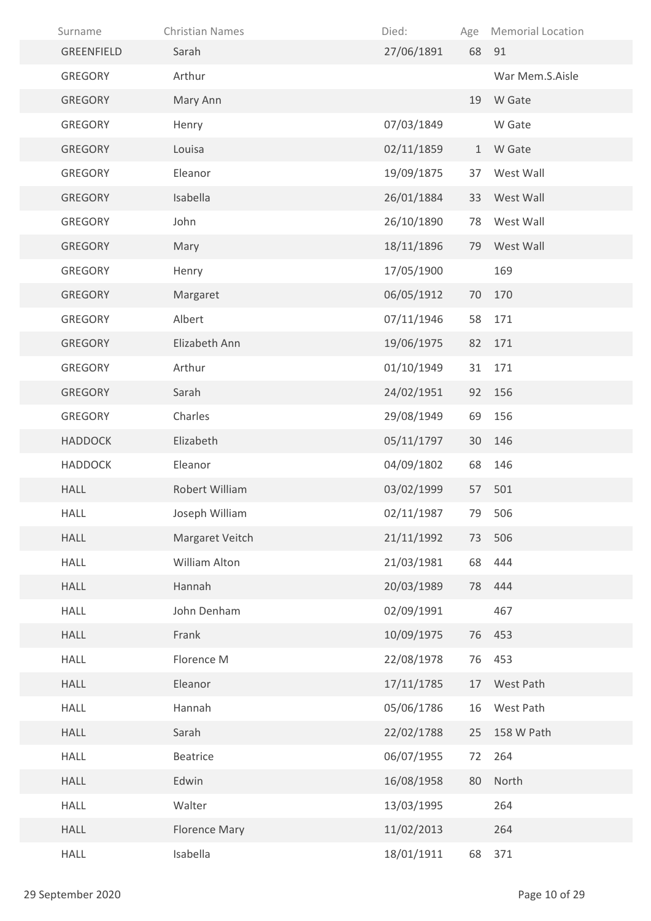| Surname | Christian Names | Died: | Age | Memorial Location |
|---|---|---|---|---|
| GREENFIELD | Sarah | 27/06/1891 | 68 | 91 |
| GREGORY | Arthur | | | War Mem.S.Aisle |
| GREGORY | Mary Ann | | 19 | W Gate |
| GREGORY | Henry | 07/03/1849 | | W Gate |
| GREGORY | Louisa | 02/11/1859 | 1 | W Gate |
| GREGORY | Eleanor | 19/09/1875 | 37 | West Wall |
| GREGORY | Isabella | 26/01/1884 | 33 | West Wall |
| GREGORY | John | 26/10/1890 | 78 | West Wall |
| GREGORY | Mary | 18/11/1896 | 79 | West Wall |
| GREGORY | Henry | 17/05/1900 | | 169 |
| GREGORY | Margaret | 06/05/1912 | 70 | 170 |
| GREGORY | Albert | 07/11/1946 | 58 | 171 |
| GREGORY | Elizabeth Ann | 19/06/1975 | 82 | 171 |
| GREGORY | Arthur | 01/10/1949 | 31 | 171 |
| GREGORY | Sarah | 24/02/1951 | 92 | 156 |
| GREGORY | Charles | 29/08/1949 | 69 | 156 |
| HADDOCK | Elizabeth | 05/11/1797 | 30 | 146 |
| HADDOCK | Eleanor | 04/09/1802 | 68 | 146 |
| HALL | Robert William | 03/02/1999 | 57 | 501 |
| HALL | Joseph William | 02/11/1987 | 79 | 506 |
| HALL | Margaret Veitch | 21/11/1992 | 73 | 506 |
| HALL | William Alton | 21/03/1981 | 68 | 444 |
| HALL | Hannah | 20/03/1989 | 78 | 444 |
| HALL | John Denham | 02/09/1991 | | 467 |
| HALL | Frank | 10/09/1975 | 76 | 453 |
| HALL | Florence M | 22/08/1978 | 76 | 453 |
| HALL | Eleanor | 17/11/1785 | 17 | West Path |
| HALL | Hannah | 05/06/1786 | 16 | West Path |
| HALL | Sarah | 22/02/1788 | 25 | 158 W Path |
| HALL | Beatrice | 06/07/1955 | 72 | 264 |
| HALL | Edwin | 16/08/1958 | 80 | North |
| HALL | Walter | 13/03/1995 | | 264 |
| HALL | Florence Mary | 11/02/2013 | | 264 |
| HALL | Isabella | 18/01/1911 | 68 | 371 |

29 September 2020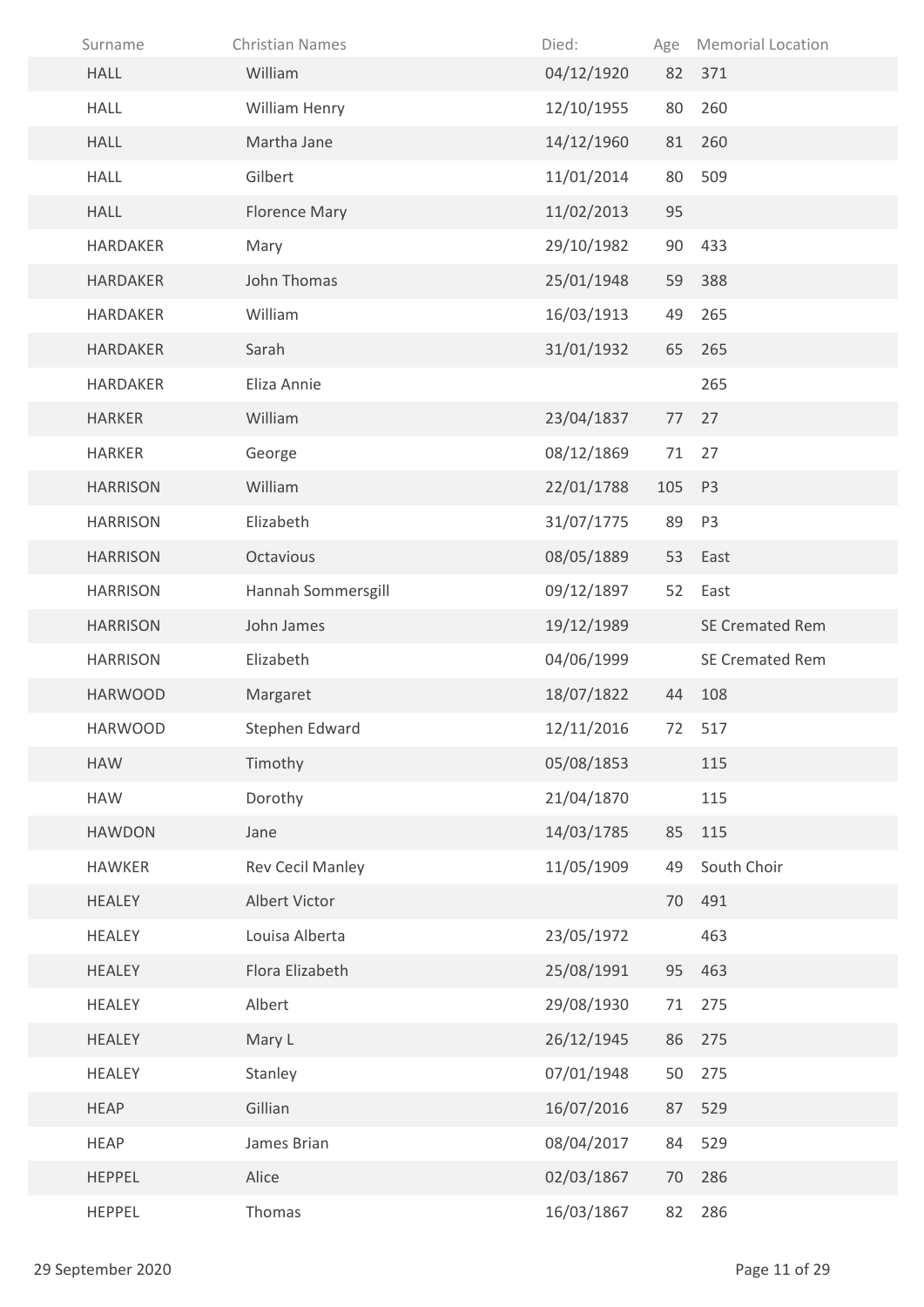| Surname | Christian Names | Died: | Age | Memorial Location |
|---|---|---|---|---|
| HALL | William | 04/12/1920 | 82 | 371 |
| HALL | William Henry | 12/10/1955 | 80 | 260 |
| HALL | Martha Jane | 14/12/1960 | 81 | 260 |
| HALL | Gilbert | 11/01/2014 | 80 | 509 |
| HALL | Florence Mary | 11/02/2013 | 95 | |
| HARDAKER | Mary | 29/10/1982 | 90 | 433 |
| HARDAKER | John Thomas | 25/01/1948 | 59 | 388 |
| HARDAKER | William | 16/03/1913 | 49 | 265 |
| HARDAKER | Sarah | 31/01/1932 | 65 | 265 |
| HARDAKER | Eliza Annie | | | 265 |
| HARKER | William | 23/04/1837 | 77 | 27 |
| HARKER | George | 08/12/1869 | 71 | 27 |
| HARRISON | William | 22/01/1788 | 105 | P3 |
| HARRISON | Elizabeth | 31/07/1775 | 89 | P3 |
| HARRISON | Octavious | 08/05/1889 | 53 | East |
| HARRISON | Hannah Sommersgill | 09/12/1897 | 52 | East |
| HARRISON | John James | 19/12/1989 | | SE Cremated Rem |
| HARRISON | Elizabeth | 04/06/1999 | | SE Cremated Rem |
| HARWOOD | Margaret | 18/07/1822 | 44 | 108 |
| HARWOOD | Stephen Edward | 12/11/2016 | 72 | 517 |
| HAW | Timothy | 05/08/1853 | | 115 |
| HAW | Dorothy | 21/04/1870 | | 115 |
| HAWDON | Jane | 14/03/1785 | 85 | 115 |
| HAWKER | Rev Cecil Manley | 11/05/1909 | 49 | South Choir |
| HEALEY | Albert Victor | | 70 | 491 |
| HEALEY | Louisa Alberta | 23/05/1972 | | 463 |
| HEALEY | Flora Elizabeth | 25/08/1991 | 95 | 463 |
| HEALEY | Albert | 29/08/1930 | 71 | 275 |
| HEALEY | Mary L | 26/12/1945 | 86 | 275 |
| HEALEY | Stanley | 07/01/1948 | 50 | 275 |
| HEAP | Gillian | 16/07/2016 | 87 | 529 |
| HEAP | James Brian | 08/04/2017 | 84 | 529 |
| HEPPEL | Alice | 02/03/1867 | 70 | 286 |
| HEPPEL | Thomas | 16/03/1867 | 82 | 286 |

29 September 2020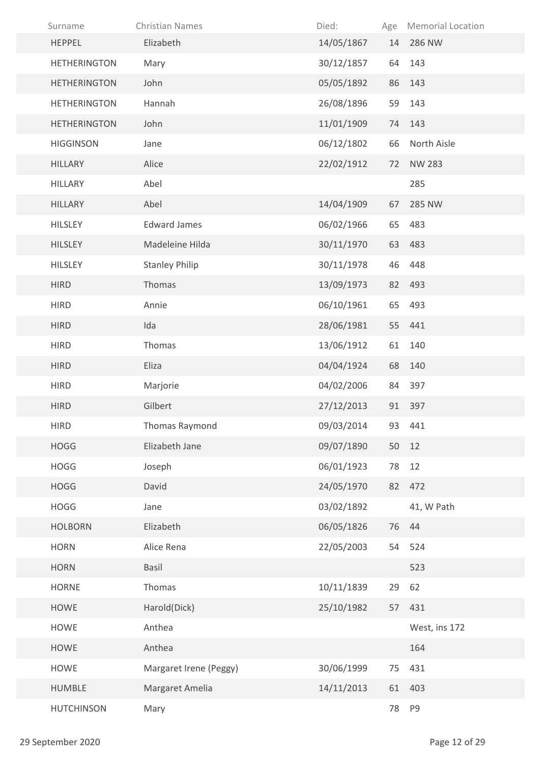| Surname | Christian Names | Died: | Age | Memorial Location |
|---|---|---|---|---|
| HEPPEL | Elizabeth | 14/05/1867 | 14 | 286 NW |
| HETHERINGTON | Mary | 30/12/1857 | 64 | 143 |
| HETHERINGTON | John | 05/05/1892 | 86 | 143 |
| HETHERINGTON | Hannah | 26/08/1896 | 59 | 143 |
| HETHERINGTON | John | 11/01/1909 | 74 | 143 |
| HIGGINSON | Jane | 06/12/1802 | 66 | North Aisle |
| HILLARY | Alice | 22/02/1912 | 72 | NW 283 |
| HILLARY | Abel | | | 285 |
| HILLARY | Abel | 14/04/1909 | 67 | 285 NW |
| HILSLEY | Edward James | 06/02/1966 | 65 | 483 |
| HILSLEY | Madeleine Hilda | 30/11/1970 | 63 | 483 |
| HILSLEY | Stanley Philip | 30/11/1978 | 46 | 448 |
| HIRD | Thomas | 13/09/1973 | 82 | 493 |
| HIRD | Annie | 06/10/1961 | 65 | 493 |
| HIRD | Ida | 28/06/1981 | 55 | 441 |
| HIRD | Thomas | 13/06/1912 | 61 | 140 |
| HIRD | Eliza | 04/04/1924 | 68 | 140 |
| HIRD | Marjorie | 04/02/2006 | 84 | 397 |
| HIRD | Gilbert | 27/12/2013 | 91 | 397 |
| HIRD | Thomas Raymond | 09/03/2014 | 93 | 441 |
| HOGG | Elizabeth Jane | 09/07/1890 | 50 | 12 |
| HOGG | Joseph | 06/01/1923 | 78 | 12 |
| HOGG | David | 24/05/1970 | 82 | 472 |
| HOGG | Jane | 03/02/1892 | | 41, W Path |
| HOLBORN | Elizabeth | 06/05/1826 | 76 | 44 |
| HORN | Alice Rena | 22/05/2003 | 54 | 524 |
| HORN | Basil | | | 523 |
| HORNE | Thomas | 10/11/1839 | 29 | 62 |
| HOWE | Harold(Dick) | 25/10/1982 | 57 | 431 |
| HOWE | Anthea | | | West, ins 172 |
| HOWE | Anthea | | | 164 |
| HOWE | Margaret Irene (Peggy) | 30/06/1999 | 75 | 431 |
| HUMBLE | Margaret Amelia | 14/11/2013 | 61 | 403 |
| HUTCHINSON | Mary | | 78 | P9 |

29 September 2020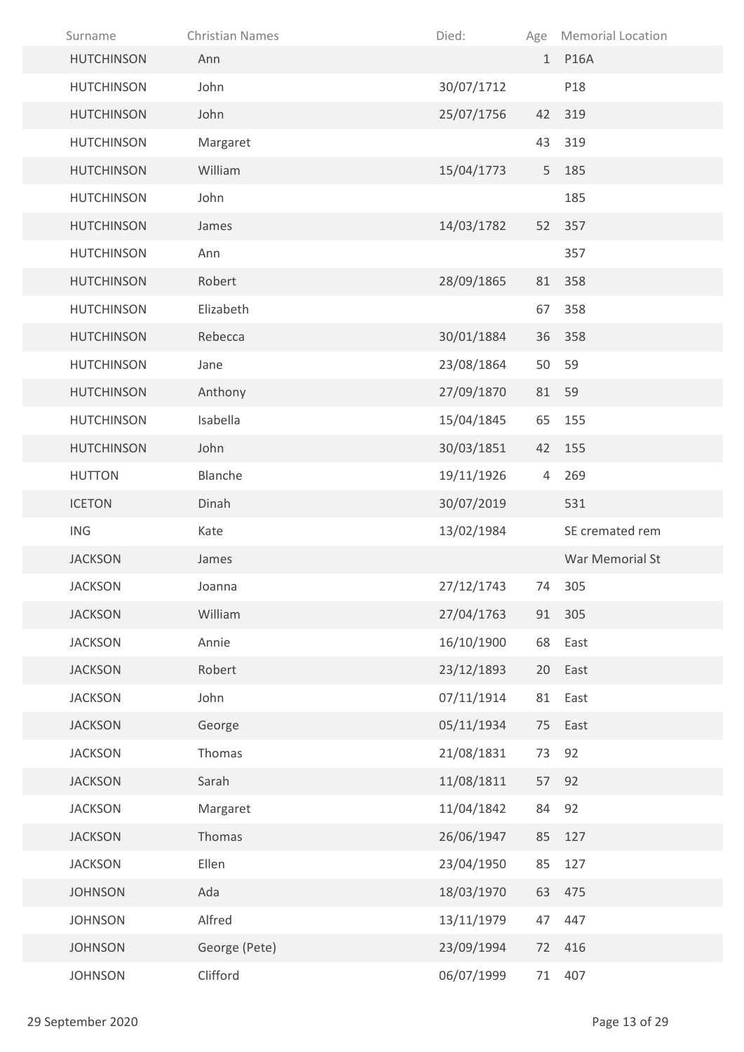| Surname | Christian Names | Died: | Age | Memorial Location |
|---|---|---|---|---|
| HUTCHINSON | Ann | | 1 | P16A |
| HUTCHINSON | John | 30/07/1712 | | P18 |
| HUTCHINSON | John | 25/07/1756 | 42 | 319 |
| HUTCHINSON | Margaret | | 43 | 319 |
| HUTCHINSON | William | 15/04/1773 | 5 | 185 |
| HUTCHINSON | John | | | 185 |
| HUTCHINSON | James | 14/03/1782 | 52 | 357 |
| HUTCHINSON | Ann | | | 357 |
| HUTCHINSON | Robert | 28/09/1865 | 81 | 358 |
| HUTCHINSON | Elizabeth | | 67 | 358 |
| HUTCHINSON | Rebecca | 30/01/1884 | 36 | 358 |
| HUTCHINSON | Jane | 23/08/1864 | 50 | 59 |
| HUTCHINSON | Anthony | 27/09/1870 | 81 | 59 |
| HUTCHINSON | Isabella | 15/04/1845 | 65 | 155 |
| HUTCHINSON | John | 30/03/1851 | 42 | 155 |
| HUTTON | Blanche | 19/11/1926 | 4 | 269 |
| ICETON | Dinah | 30/07/2019 | | 531 |
| ING | Kate | 13/02/1984 | | SE cremated rem |
| JACKSON | James | | | War Memorial St |
| JACKSON | Joanna | 27/12/1743 | 74 | 305 |
| JACKSON | William | 27/04/1763 | 91 | 305 |
| JACKSON | Annie | 16/10/1900 | 68 | East |
| JACKSON | Robert | 23/12/1893 | 20 | East |
| JACKSON | John | 07/11/1914 | 81 | East |
| JACKSON | George | 05/11/1934 | 75 | East |
| JACKSON | Thomas | 21/08/1831 | 73 | 92 |
| JACKSON | Sarah | 11/08/1811 | 57 | 92 |
| JACKSON | Margaret | 11/04/1842 | 84 | 92 |
| JACKSON | Thomas | 26/06/1947 | 85 | 127 |
| JACKSON | Ellen | 23/04/1950 | 85 | 127 |
| JOHNSON | Ada | 18/03/1970 | 63 | 475 |
| JOHNSON | Alfred | 13/11/1979 | 47 | 447 |
| JOHNSON | George (Pete) | 23/09/1994 | 72 | 416 |
| JOHNSON | Clifford | 06/07/1999 | 71 | 407 |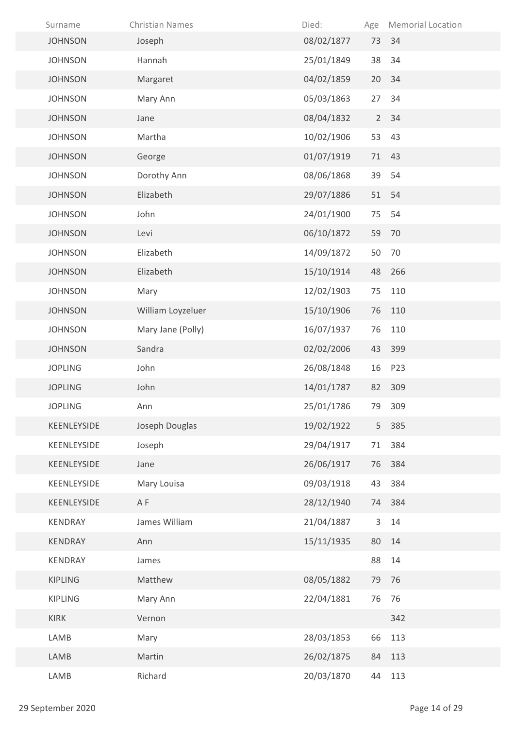| Surname | Christian Names | Died: | Age | Memorial Location |
|---|---|---|---|---|
| JOHNSON | Joseph | 08/02/1877 | 73 | 34 |
| JOHNSON | Hannah | 25/01/1849 | 38 | 34 |
| JOHNSON | Margaret | 04/02/1859 | 20 | 34 |
| JOHNSON | Mary Ann | 05/03/1863 | 27 | 34 |
| JOHNSON | Jane | 08/04/1832 | 2 | 34 |
| JOHNSON | Martha | 10/02/1906 | 53 | 43 |
| JOHNSON | George | 01/07/1919 | 71 | 43 |
| JOHNSON | Dorothy Ann | 08/06/1868 | 39 | 54 |
| JOHNSON | Elizabeth | 29/07/1886 | 51 | 54 |
| JOHNSON | John | 24/01/1900 | 75 | 54 |
| JOHNSON | Levi | 06/10/1872 | 59 | 70 |
| JOHNSON | Elizabeth | 14/09/1872 | 50 | 70 |
| JOHNSON | Elizabeth | 15/10/1914 | 48 | 266 |
| JOHNSON | Mary | 12/02/1903 | 75 | 110 |
| JOHNSON | William Loyzeluer | 15/10/1906 | 76 | 110 |
| JOHNSON | Mary Jane (Polly) | 16/07/1937 | 76 | 110 |
| JOHNSON | Sandra | 02/02/2006 | 43 | 399 |
| JOPLING | John | 26/08/1848 | 16 | P23 |
| JOPLING | John | 14/01/1787 | 82 | 309 |
| JOPLING | Ann | 25/01/1786 | 79 | 309 |
| KEENLEYSIDE | Joseph Douglas | 19/02/1922 | 5 | 385 |
| KEENLEYSIDE | Joseph | 29/04/1917 | 71 | 384 |
| KEENLEYSIDE | Jane | 26/06/1917 | 76 | 384 |
| KEENLEYSIDE | Mary Louisa | 09/03/1918 | 43 | 384 |
| KEENLEYSIDE | A F | 28/12/1940 | 74 | 384 |
| KENDRAY | James William | 21/04/1887 | 3 | 14 |
| KENDRAY | Ann | 15/11/1935 | 80 | 14 |
| KENDRAY | James | | 88 | 14 |
| KIPLING | Matthew | 08/05/1882 | 79 | 76 |
| KIPLING | Mary Ann | 22/04/1881 | 76 | 76 |
| KIRK | Vernon | | | 342 |
| LAMB | Mary | 28/03/1853 | 66 | 113 |
| LAMB | Martin | 26/02/1875 | 84 | 113 |
| LAMB | Richard | 20/03/1870 | 44 | 113 |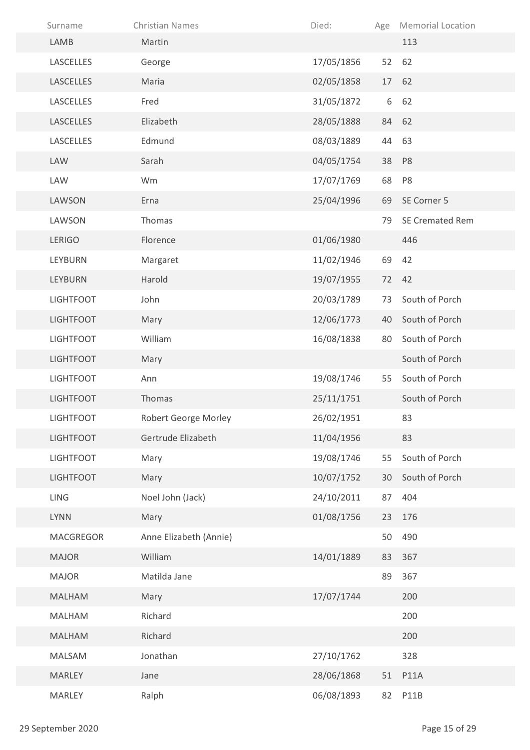| Surname | Christian Names | Died: | Age | Memorial Location |
|---|---|---|---|---|
| LAMB | Martin | | | 113 |
| LASCELLES | George | 17/05/1856 | 52 | 62 |
| LASCELLES | Maria | 02/05/1858 | 17 | 62 |
| LASCELLES | Fred | 31/05/1872 | 6 | 62 |
| LASCELLES | Elizabeth | 28/05/1888 | 84 | 62 |
| LASCELLES | Edmund | 08/03/1889 | 44 | 63 |
| LAW | Sarah | 04/05/1754 | 38 | P8 |
| LAW | Wm | 17/07/1769 | 68 | P8 |
| LAWSON | Erna | 25/04/1996 | 69 | SE Corner 5 |
| LAWSON | Thomas | | 79 | SE Cremated Rem |
| LERIGO | Florence | 01/06/1980 | | 446 |
| LEYBURN | Margaret | 11/02/1946 | 69 | 42 |
| LEYBURN | Harold | 19/07/1955 | 72 | 42 |
| LIGHTFOOT | John | 20/03/1789 | 73 | South of Porch |
| LIGHTFOOT | Mary | 12/06/1773 | 40 | South of Porch |
| LIGHTFOOT | William | 16/08/1838 | 80 | South of Porch |
| LIGHTFOOT | Mary | | | South of Porch |
| LIGHTFOOT | Ann | 19/08/1746 | 55 | South of Porch |
| LIGHTFOOT | Thomas | 25/11/1751 | | South of Porch |
| LIGHTFOOT | Robert George Morley | 26/02/1951 | | 83 |
| LIGHTFOOT | Gertrude Elizabeth | 11/04/1956 | | 83 |
| LIGHTFOOT | Mary | 19/08/1746 | 55 | South of Porch |
| LIGHTFOOT | Mary | 10/07/1752 | 30 | South of Porch |
| LING | Noel John (Jack) | 24/10/2011 | 87 | 404 |
| LYNN | Mary | 01/08/1756 | 23 | 176 |
| MACGREGOR | Anne Elizabeth (Annie) | | 50 | 490 |
| MAJOR | William | 14/01/1889 | 83 | 367 |
| MAJOR | Matilda Jane | | 89 | 367 |
| MALHAM | Mary | 17/07/1744 | | 200 |
| MALHAM | Richard | | | 200 |
| MALHAM | Richard | | | 200 |
| MALSAM | Jonathan | 27/10/1762 | | 328 |
| MARLEY | Jane | 28/06/1868 | 51 | P11A |
| MARLEY | Ralph | 06/08/1893 | 82 | P11B |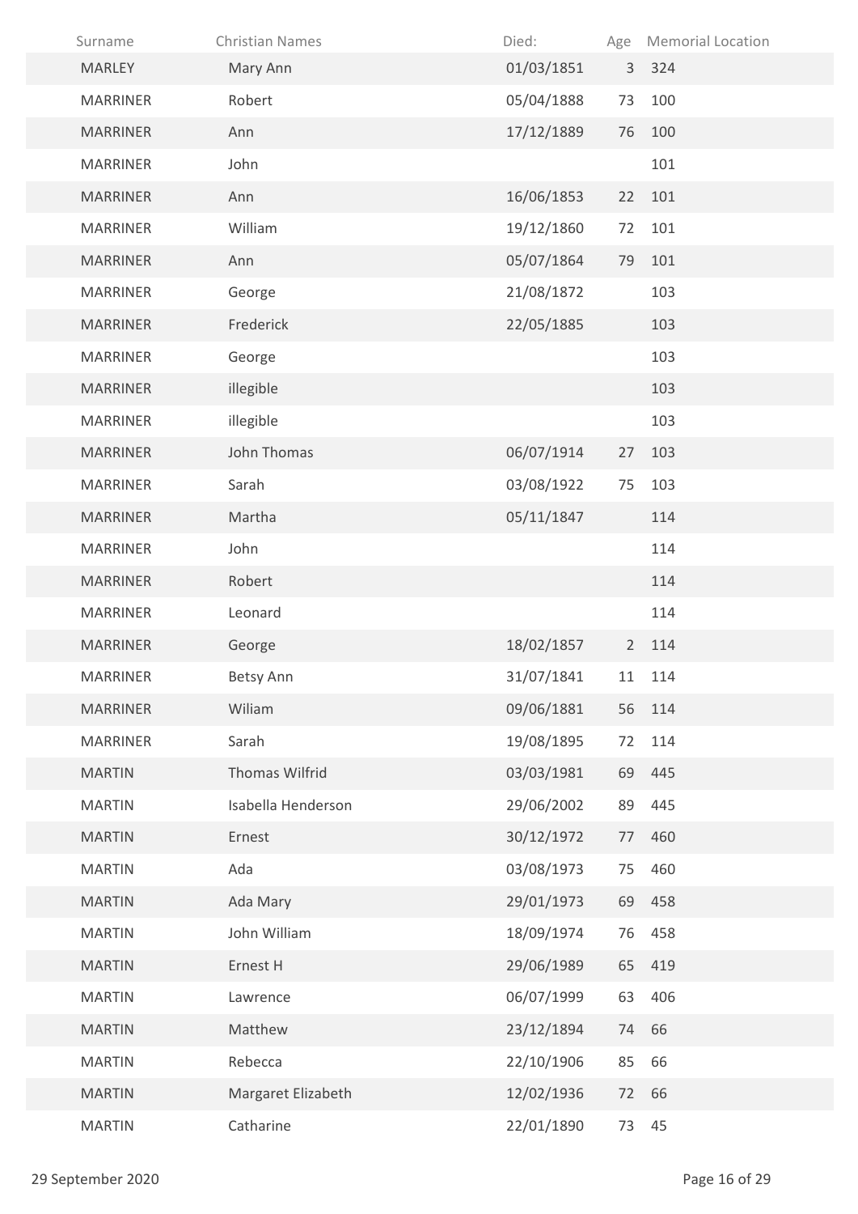| Surname | Christian Names | Died: | Age | Memorial Location |
|---|---|---|---|---|
| MARLEY | Mary Ann | 01/03/1851 | 3 | 324 |
| MARRINER | Robert | 05/04/1888 | 73 | 100 |
| MARRINER | Ann | 17/12/1889 | 76 | 100 |
| MARRINER | John | | | 101 |
| MARRINER | Ann | 16/06/1853 | 22 | 101 |
| MARRINER | William | 19/12/1860 | 72 | 101 |
| MARRINER | Ann | 05/07/1864 | 79 | 101 |
| MARRINER | George | 21/08/1872 | | 103 |
| MARRINER | Frederick | 22/05/1885 | | 103 |
| MARRINER | George | | | 103 |
| MARRINER | illegible | | | 103 |
| MARRINER | illegible | | | 103 |
| MARRINER | John Thomas | 06/07/1914 | 27 | 103 |
| MARRINER | Sarah | 03/08/1922 | 75 | 103 |
| MARRINER | Martha | 05/11/1847 | | 114 |
| MARRINER | John | | | 114 |
| MARRINER | Robert | | | 114 |
| MARRINER | Leonard | | | 114 |
| MARRINER | George | 18/02/1857 | 2 | 114 |
| MARRINER | Betsy Ann | 31/07/1841 | 11 | 114 |
| MARRINER | Wiliam | 09/06/1881 | 56 | 114 |
| MARRINER | Sarah | 19/08/1895 | 72 | 114 |
| MARTIN | Thomas Wilfrid | 03/03/1981 | 69 | 445 |
| MARTIN | Isabella Henderson | 29/06/2002 | 89 | 445 |
| MARTIN | Ernest | 30/12/1972 | 77 | 460 |
| MARTIN | Ada | 03/08/1973 | 75 | 460 |
| MARTIN | Ada Mary | 29/01/1973 | 69 | 458 |
| MARTIN | John William | 18/09/1974 | 76 | 458 |
| MARTIN | Ernest H | 29/06/1989 | 65 | 419 |
| MARTIN | Lawrence | 06/07/1999 | 63 | 406 |
| MARTIN | Matthew | 23/12/1894 | 74 | 66 |
| MARTIN | Rebecca | 22/10/1906 | 85 | 66 |
| MARTIN | Margaret Elizabeth | 12/02/1936 | 72 | 66 |
| MARTIN | Catharine | 22/01/1890 | 73 | 45 |

29 September 2020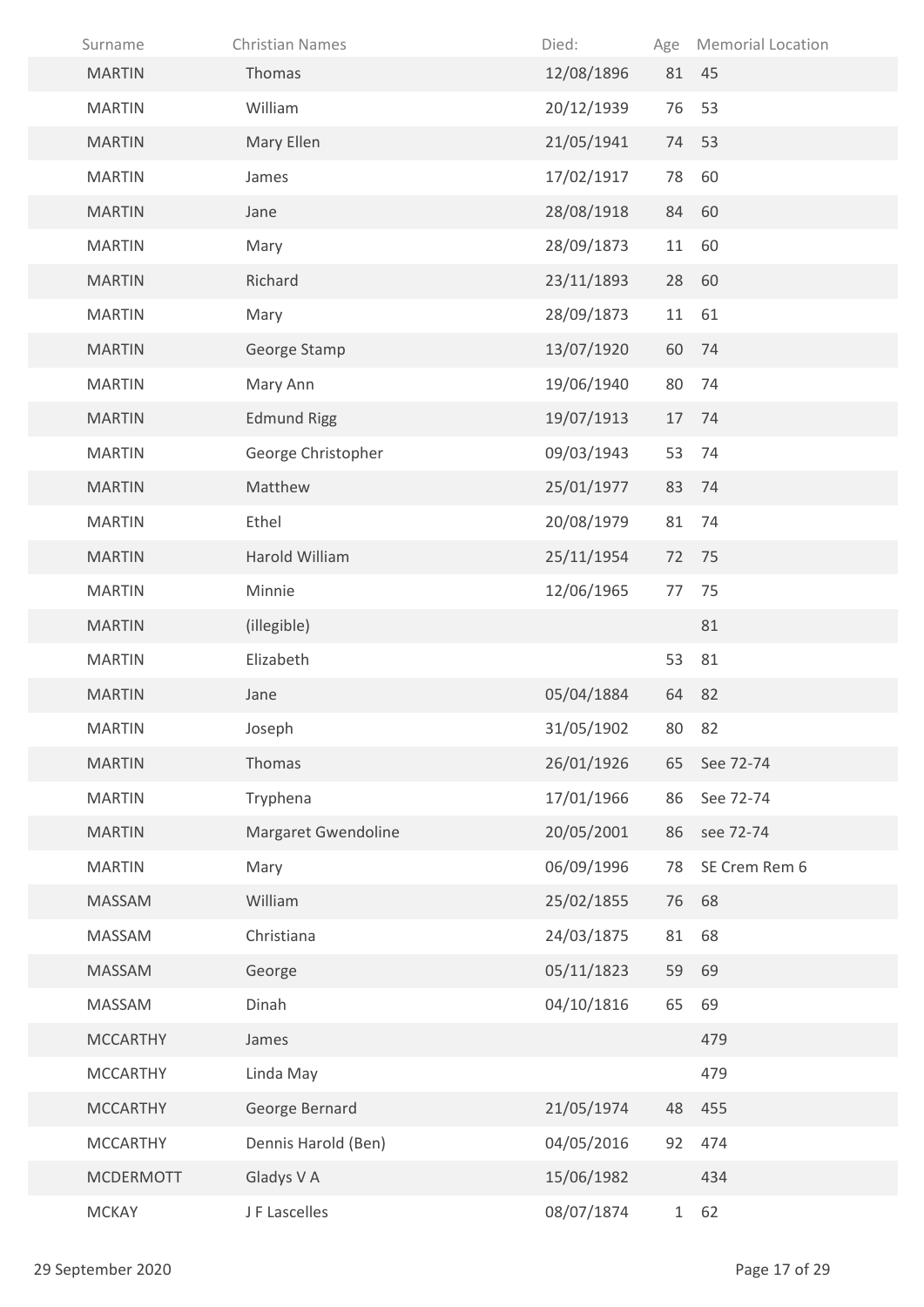| Surname | Christian Names | Died: | Age | Memorial Location |
|---|---|---|---|---|
| MARTIN | Thomas | 12/08/1896 | 81 | 45 |
| MARTIN | William | 20/12/1939 | 76 | 53 |
| MARTIN | Mary Ellen | 21/05/1941 | 74 | 53 |
| MARTIN | James | 17/02/1917 | 78 | 60 |
| MARTIN | Jane | 28/08/1918 | 84 | 60 |
| MARTIN | Mary | 28/09/1873 | 11 | 60 |
| MARTIN | Richard | 23/11/1893 | 28 | 60 |
| MARTIN | Mary | 28/09/1873 | 11 | 61 |
| MARTIN | George Stamp | 13/07/1920 | 60 | 74 |
| MARTIN | Mary Ann | 19/06/1940 | 80 | 74 |
| MARTIN | Edmund Rigg | 19/07/1913 | 17 | 74 |
| MARTIN | George Christopher | 09/03/1943 | 53 | 74 |
| MARTIN | Matthew | 25/01/1977 | 83 | 74 |
| MARTIN | Ethel | 20/08/1979 | 81 | 74 |
| MARTIN | Harold William | 25/11/1954 | 72 | 75 |
| MARTIN | Minnie | 12/06/1965 | 77 | 75 |
| MARTIN | (illegible) | | | 81 |
| MARTIN | Elizabeth | | 53 | 81 |
| MARTIN | Jane | 05/04/1884 | 64 | 82 |
| MARTIN | Joseph | 31/05/1902 | 80 | 82 |
| MARTIN | Thomas | 26/01/1926 | 65 | See 72-74 |
| MARTIN | Tryphena | 17/01/1966 | 86 | See 72-74 |
| MARTIN | Margaret Gwendoline | 20/05/2001 | 86 | see 72-74 |
| MARTIN | Mary | 06/09/1996 | 78 | SE Crem Rem 6 |
| MASSAM | William | 25/02/1855 | 76 | 68 |
| MASSAM | Christiana | 24/03/1875 | 81 | 68 |
| MASSAM | George | 05/11/1823 | 59 | 69 |
| MASSAM | Dinah | 04/10/1816 | 65 | 69 |
| MCCARTHY | James | | | 479 |
| MCCARTHY | Linda May | | | 479 |
| MCCARTHY | George Bernard | 21/05/1974 | 48 | 455 |
| MCCARTHY | Dennis Harold (Ben) | 04/05/2016 | 92 | 474 |
| MCDERMOTT | Gladys V A | 15/06/1982 | | 434 |
| MCKAY | J F Lascelles | 08/07/1874 | 1 | 62 |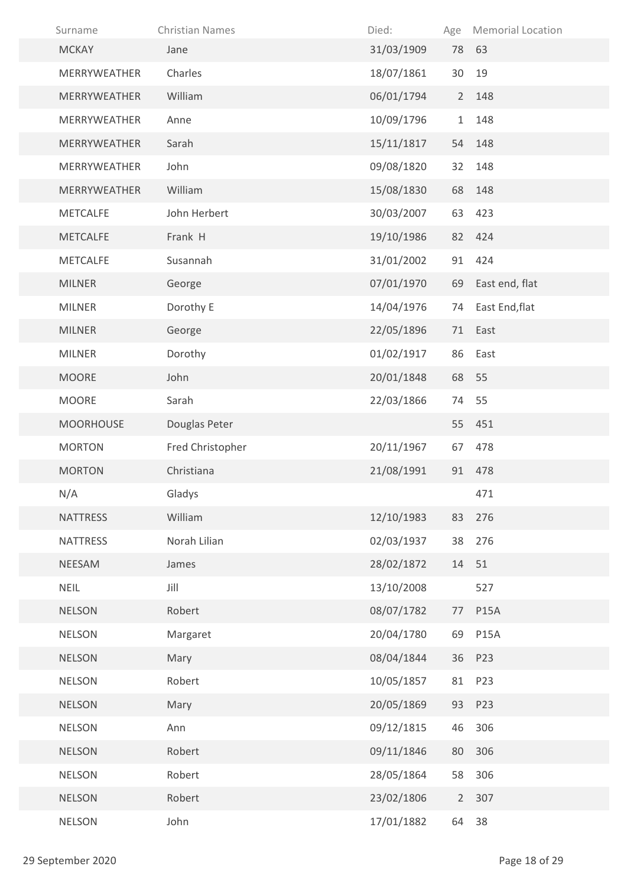| Surname | Christian Names | Died: | Age | Memorial Location |
|---|---|---|---|---|
| MCKAY | Jane | 31/03/1909 | 78 | 63 |
| MERRYWEATHER | Charles | 18/07/1861 | 30 | 19 |
| MERRYWEATHER | William | 06/01/1794 | 2 | 148 |
| MERRYWEATHER | Anne | 10/09/1796 | 1 | 148 |
| MERRYWEATHER | Sarah | 15/11/1817 | 54 | 148 |
| MERRYWEATHER | John | 09/08/1820 | 32 | 148 |
| MERRYWEATHER | William | 15/08/1830 | 68 | 148 |
| METCALFE | John Herbert | 30/03/2007 | 63 | 423 |
| METCALFE | Frank H | 19/10/1986 | 82 | 424 |
| METCALFE | Susannah | 31/01/2002 | 91 | 424 |
| MILNER | George | 07/01/1970 | 69 | East end, flat |
| MILNER | Dorothy E | 14/04/1976 | 74 | East End,flat |
| MILNER | George | 22/05/1896 | 71 | East |
| MILNER | Dorothy | 01/02/1917 | 86 | East |
| MOORE | John | 20/01/1848 | 68 | 55 |
| MOORE | Sarah | 22/03/1866 | 74 | 55 |
| MOORHOUSE | Douglas Peter | | 55 | 451 |
| MORTON | Fred Christopher | 20/11/1967 | 67 | 478 |
| MORTON | Christiana | 21/08/1991 | 91 | 478 |
| N/A | Gladys | | | 471 |
| NATTRESS | William | 12/10/1983 | 83 | 276 |
| NATTRESS | Norah Lilian | 02/03/1937 | 38 | 276 |
| NEESAM | James | 28/02/1872 | 14 | 51 |
| NEIL | Jill | 13/10/2008 | | 527 |
| NELSON | Robert | 08/07/1782 | 77 | P15A |
| NELSON | Margaret | 20/04/1780 | 69 | P15A |
| NELSON | Mary | 08/04/1844 | 36 | P23 |
| NELSON | Robert | 10/05/1857 | 81 | P23 |
| NELSON | Mary | 20/05/1869 | 93 | P23 |
| NELSON | Ann | 09/12/1815 | 46 | 306 |
| NELSON | Robert | 09/11/1846 | 80 | 306 |
| NELSON | Robert | 28/05/1864 | 58 | 306 |
| NELSON | Robert | 23/02/1806 | 2 | 307 |
| NELSON | John | 17/01/1882 | 64 | 38 |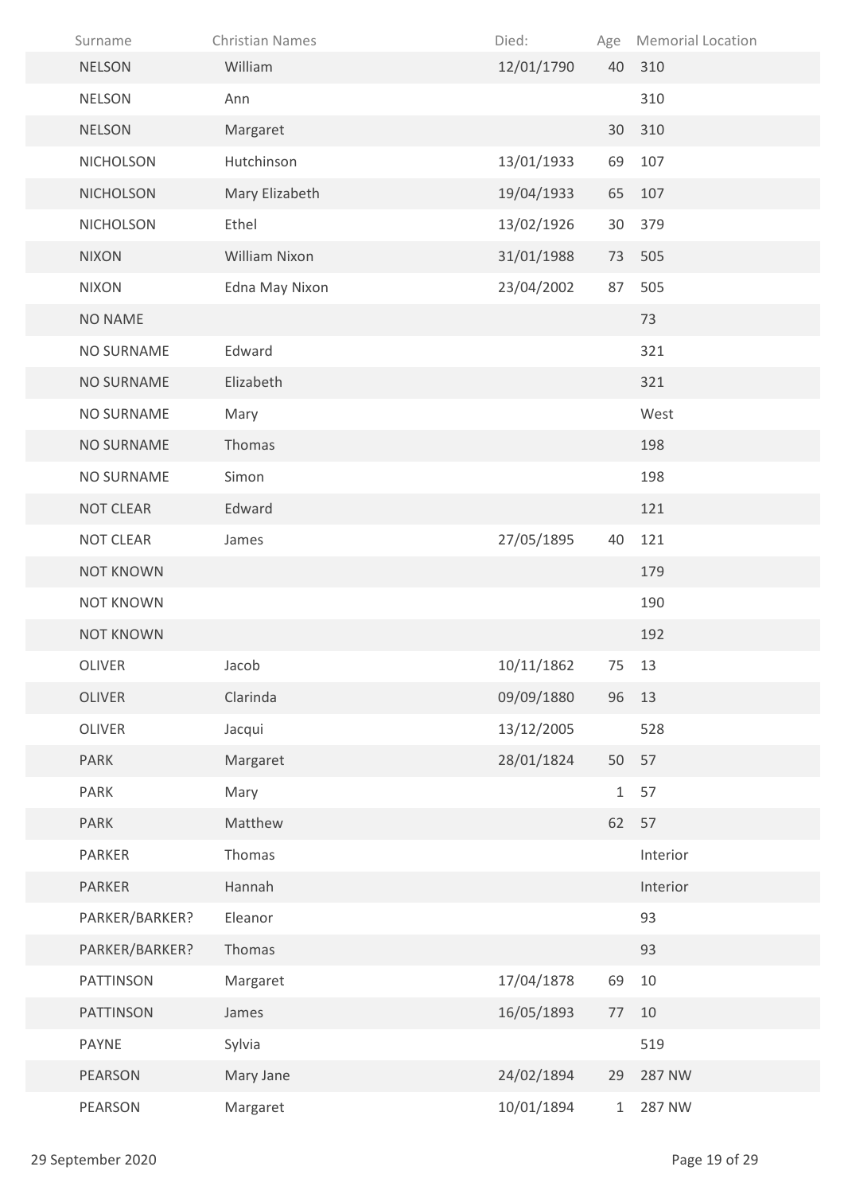| Surname | Christian Names | Died: | Age | Memorial Location |
|---|---|---|---|---|
| NELSON | William | 12/01/1790 | 40 | 310 |
| NELSON | Ann | | | 310 |
| NELSON | Margaret | | 30 | 310 |
| NICHOLSON | Hutchinson | 13/01/1933 | 69 | 107 |
| NICHOLSON | Mary Elizabeth | 19/04/1933 | 65 | 107 |
| NICHOLSON | Ethel | 13/02/1926 | 30 | 379 |
| NIXON | William Nixon | 31/01/1988 | 73 | 505 |
| NIXON | Edna May Nixon | 23/04/2002 | 87 | 505 |
| NO NAME | | | | 73 |
| NO SURNAME | Edward | | | 321 |
| NO SURNAME | Elizabeth | | | 321 |
| NO SURNAME | Mary | | | West |
| NO SURNAME | Thomas | | | 198 |
| NO SURNAME | Simon | | | 198 |
| NOT CLEAR | Edward | | | 121 |
| NOT CLEAR | James | 27/05/1895 | 40 | 121 |
| NOT KNOWN | | | | 179 |
| NOT KNOWN | | | | 190 |
| NOT KNOWN | | | | 192 |
| OLIVER | Jacob | 10/11/1862 | 75 | 13 |
| OLIVER | Clarinda | 09/09/1880 | 96 | 13 |
| OLIVER | Jacqui | 13/12/2005 | | 528 |
| PARK | Margaret | 28/01/1824 | 50 | 57 |
| PARK | Mary | | 1 | 57 |
| PARK | Matthew | | 62 | 57 |
| PARKER | Thomas | | | Interior |
| PARKER | Hannah | | | Interior |
| PARKER/BARKER? | Eleanor | | | 93 |
| PARKER/BARKER? | Thomas | | | 93 |
| PATTINSON | Margaret | 17/04/1878 | 69 | 10 |
| PATTINSON | James | 16/05/1893 | 77 | 10 |
| PAYNE | Sylvia | | | 519 |
| PEARSON | Mary Jane | 24/02/1894 | 29 | 287 NW |
| PEARSON | Margaret | 10/01/1894 | 1 | 287 NW |

29 September 2020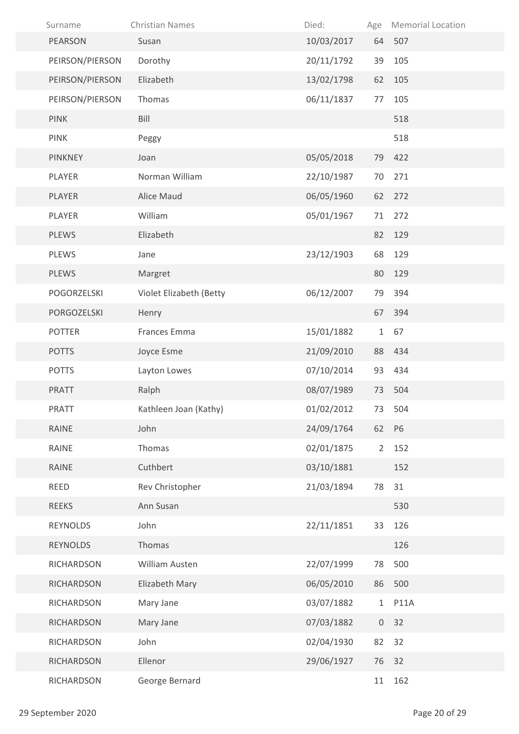| Surname | Christian Names | Died: | Age | Memorial Location |
| --- | --- | --- | --- | --- |
| PEARSON | Susan | 10/03/2017 | 64 | 507 |
| PEIRSON/PIERSON | Dorothy | 20/11/1792 | 39 | 105 |
| PEIRSON/PIERSON | Elizabeth | 13/02/1798 | 62 | 105 |
| PEIRSON/PIERSON | Thomas | 06/11/1837 | 77 | 105 |
| PINK | Bill | | | 518 |
| PINK | Peggy | | | 518 |
| PINKNEY | Joan | 05/05/2018 | 79 | 422 |
| PLAYER | Norman William | 22/10/1987 | 70 | 271 |
| PLAYER | Alice Maud | 06/05/1960 | 62 | 272 |
| PLAYER | William | 05/01/1967 | 71 | 272 |
| PLEWS | Elizabeth | | 82 | 129 |
| PLEWS | Jane | 23/12/1903 | 68 | 129 |
| PLEWS | Margret | | 80 | 129 |
| POGORZELSKI | Violet Elizabeth (Betty | 06/12/2007 | 79 | 394 |
| PORGOZELSKI | Henry | | 67 | 394 |
| POTTER | Frances Emma | 15/01/1882 | 1 | 67 |
| POTTS | Joyce Esme | 21/09/2010 | 88 | 434 |
| POTTS | Layton Lowes | 07/10/2014 | 93 | 434 |
| PRATT | Ralph | 08/07/1989 | 73 | 504 |
| PRATT | Kathleen Joan (Kathy) | 01/02/2012 | 73 | 504 |
| RAINE | John | 24/09/1764 | 62 | P6 |
| RAINE | Thomas | 02/01/1875 | 2 | 152 |
| RAINE | Cuthbert | 03/10/1881 | | 152 |
| REED | Rev Christopher | 21/03/1894 | 78 | 31 |
| REEKS | Ann Susan | | | 530 |
| REYNOLDS | John | 22/11/1851 | 33 | 126 |
| REYNOLDS | Thomas | | | 126 |
| RICHARDSON | William Austen | 22/07/1999 | 78 | 500 |
| RICHARDSON | Elizabeth Mary | 06/05/2010 | 86 | 500 |
| RICHARDSON | Mary Jane | 03/07/1882 | 1 | P11A |
| RICHARDSON | Mary Jane | 07/03/1882 | 0 | 32 |
| RICHARDSON | John | 02/04/1930 | 82 | 32 |
| RICHARDSON | Ellenor | 29/06/1927 | 76 | 32 |
| RICHARDSON | George Bernard | | 11 | 162 |

29 September 2020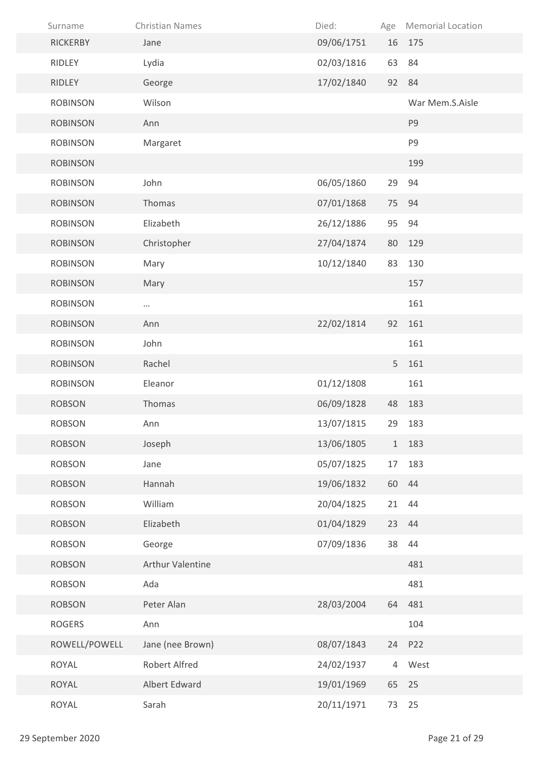| Surname | Christian Names | Died: | Age | Memorial Location |
|---|---|---|---|---|
| RICKERBY | Jane | 09/06/1751 | 16 | 175 |
| RIDLEY | Lydia | 02/03/1816 | 63 | 84 |
| RIDLEY | George | 17/02/1840 | 92 | 84 |
| ROBINSON | Wilson | | | War Mem.S.Aisle |
| ROBINSON | Ann | | | P9 |
| ROBINSON | Margaret | | | P9 |
| ROBINSON | | | | 199 |
| ROBINSON | John | 06/05/1860 | 29 | 94 |
| ROBINSON | Thomas | 07/01/1868 | 75 | 94 |
| ROBINSON | Elizabeth | 26/12/1886 | 95 | 94 |
| ROBINSON | Christopher | 27/04/1874 | 80 | 129 |
| ROBINSON | Mary | 10/12/1840 | 83 | 130 |
| ROBINSON | Mary | | | 157 |
| ROBINSON | ... | | | 161 |
| ROBINSON | Ann | 22/02/1814 | 92 | 161 |
| ROBINSON | John | | | 161 |
| ROBINSON | Rachel | | 5 | 161 |
| ROBINSON | Eleanor | 01/12/1808 | | 161 |
| ROBSON | Thomas | 06/09/1828 | 48 | 183 |
| ROBSON | Ann | 13/07/1815 | 29 | 183 |
| ROBSON | Joseph | 13/06/1805 | 1 | 183 |
| ROBSON | Jane | 05/07/1825 | 17 | 183 |
| ROBSON | Hannah | 19/06/1832 | 60 | 44 |
| ROBSON | William | 20/04/1825 | 21 | 44 |
| ROBSON | Elizabeth | 01/04/1829 | 23 | 44 |
| ROBSON | George | 07/09/1836 | 38 | 44 |
| ROBSON | Arthur Valentine | | | 481 |
| ROBSON | Ada | | | 481 |
| ROBSON | Peter Alan | 28/03/2004 | 64 | 481 |
| ROGERS | Ann | | | 104 |
| ROWELL/POWELL | Jane (nee Brown) | 08/07/1843 | 24 | P22 |
| ROYAL | Robert Alfred | 24/02/1937 | 4 | West |
| ROYAL | Albert Edward | 19/01/1969 | 65 | 25 |
| ROYAL | Sarah | 20/11/1971 | 73 | 25 |

29 September 2020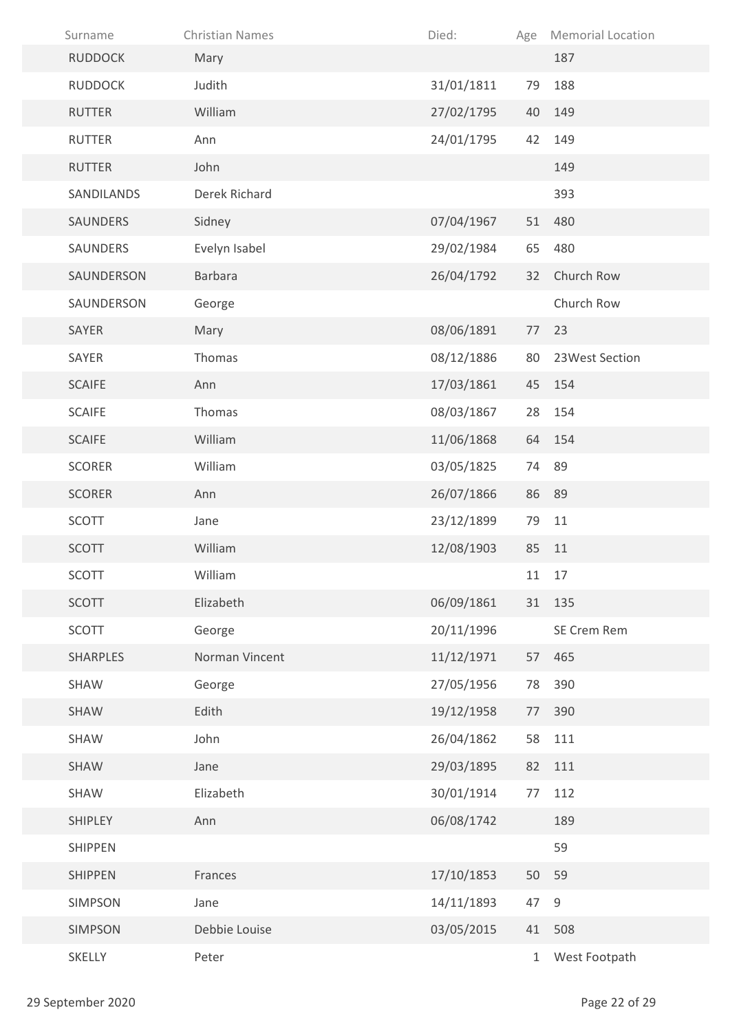| Surname | Christian Names | Died: | Age | Memorial Location |
| --- | --- | --- | --- | --- |
| RUDDOCK | Mary | | | 187 |
| RUDDOCK | Judith | 31/01/1811 | 79 | 188 |
| RUTTER | William | 27/02/1795 | 40 | 149 |
| RUTTER | Ann | 24/01/1795 | 42 | 149 |
| RUTTER | John | | | 149 |
| SANDILANDS | Derek Richard | | | 393 |
| SAUNDERS | Sidney | 07/04/1967 | 51 | 480 |
| SAUNDERS | Evelyn Isabel | 29/02/1984 | 65 | 480 |
| SAUNDERSON | Barbara | 26/04/1792 | 32 | Church Row |
| SAUNDERSON | George | | | Church Row |
| SAYER | Mary | 08/06/1891 | 77 | 23 |
| SAYER | Thomas | 08/12/1886 | 80 | 23West Section |
| SCAIFE | Ann | 17/03/1861 | 45 | 154 |
| SCAIFE | Thomas | 08/03/1867 | 28 | 154 |
| SCAIFE | William | 11/06/1868 | 64 | 154 |
| SCORER | William | 03/05/1825 | 74 | 89 |
| SCORER | Ann | 26/07/1866 | 86 | 89 |
| SCOTT | Jane | 23/12/1899 | 79 | 11 |
| SCOTT | William | 12/08/1903 | 85 | 11 |
| SCOTT | William | | 11 | 17 |
| SCOTT | Elizabeth | 06/09/1861 | 31 | 135 |
| SCOTT | George | 20/11/1996 | | SE Crem Rem |
| SHARPLES | Norman Vincent | 11/12/1971 | 57 | 465 |
| SHAW | George | 27/05/1956 | 78 | 390 |
| SHAW | Edith | 19/12/1958 | 77 | 390 |
| SHAW | John | 26/04/1862 | 58 | 111 |
| SHAW | Jane | 29/03/1895 | 82 | 111 |
| SHAW | Elizabeth | 30/01/1914 | 77 | 112 |
| SHIPLEY | Ann | 06/08/1742 | | 189 |
| SHIPPEN | | | | 59 |
| SHIPPEN | Frances | 17/10/1853 | 50 | 59 |
| SIMPSON | Jane | 14/11/1893 | 47 | 9 |
| SIMPSON | Debbie Louise | 03/05/2015 | 41 | 508 |
| SKELLY | Peter | | 1 | West Footpath |

29 September 2020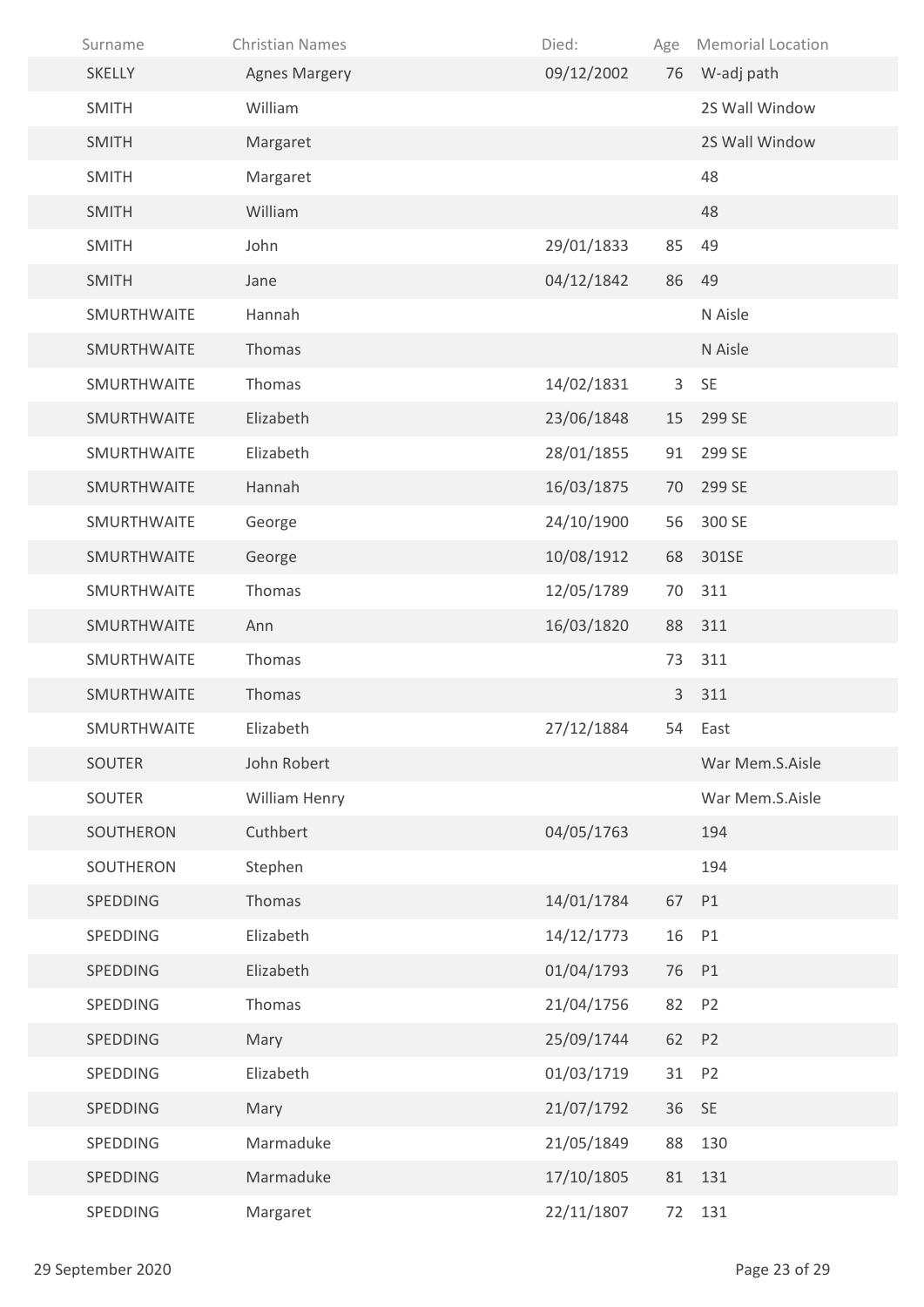| Surname | Christian Names | Died: | Age | Memorial Location |
|---|---|---|---|---|
| SKELLY | Agnes Margery | 09/12/2002 | 76 | W-adj path |
| SMITH | William | | | 2S Wall Window |
| SMITH | Margaret | | | 2S Wall Window |
| SMITH | Margaret | | | 48 |
| SMITH | William | | | 48 |
| SMITH | John | 29/01/1833 | 85 | 49 |
| SMITH | Jane | 04/12/1842 | 86 | 49 |
| SMURTHWAITE | Hannah | | | N Aisle |
| SMURTHWAITE | Thomas | | | N Aisle |
| SMURTHWAITE | Thomas | 14/02/1831 | 3 | SE |
| SMURTHWAITE | Elizabeth | 23/06/1848 | 15 | 299 SE |
| SMURTHWAITE | Elizabeth | 28/01/1855 | 91 | 299 SE |
| SMURTHWAITE | Hannah | 16/03/1875 | 70 | 299 SE |
| SMURTHWAITE | George | 24/10/1900 | 56 | 300 SE |
| SMURTHWAITE | George | 10/08/1912 | 68 | 301SE |
| SMURTHWAITE | Thomas | 12/05/1789 | 70 | 311 |
| SMURTHWAITE | Ann | 16/03/1820 | 88 | 311 |
| SMURTHWAITE | Thomas | | 73 | 311 |
| SMURTHWAITE | Thomas | | 3 | 311 |
| SMURTHWAITE | Elizabeth | 27/12/1884 | 54 | East |
| SOUTER | John Robert | | | War Mem.S.Aisle |
| SOUTER | William Henry | | | War Mem.S.Aisle |
| SOUTHERON | Cuthbert | 04/05/1763 | | 194 |
| SOUTHERON | Stephen | | | 194 |
| SPEDDING | Thomas | 14/01/1784 | 67 | P1 |
| SPEDDING | Elizabeth | 14/12/1773 | 16 | P1 |
| SPEDDING | Elizabeth | 01/04/1793 | 76 | P1 |
| SPEDDING | Thomas | 21/04/1756 | 82 | P2 |
| SPEDDING | Mary | 25/09/1744 | 62 | P2 |
| SPEDDING | Elizabeth | 01/03/1719 | 31 | P2 |
| SPEDDING | Mary | 21/07/1792 | 36 | SE |
| SPEDDING | Marmaduke | 21/05/1849 | 88 | 130 |
| SPEDDING | Marmaduke | 17/10/1805 | 81 | 131 |
| SPEDDING | Margaret | 22/11/1807 | 72 | 131 |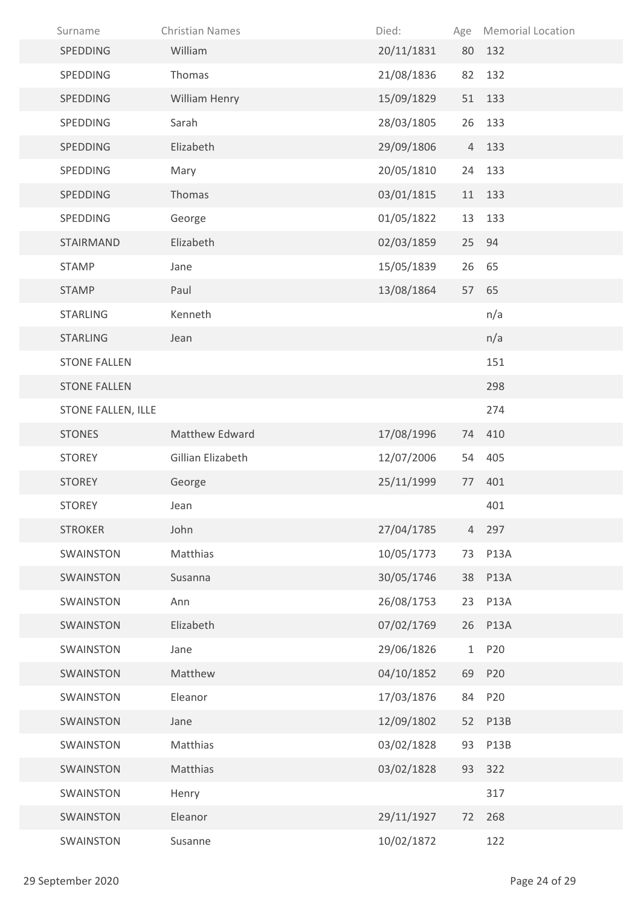| Surname | Christian Names | Died: | Age | Memorial Location |
|---|---|---|---|---|
| SPEDDING | William | 20/11/1831 | 80 | 132 |
| SPEDDING | Thomas | 21/08/1836 | 82 | 132 |
| SPEDDING | William Henry | 15/09/1829 | 51 | 133 |
| SPEDDING | Sarah | 28/03/1805 | 26 | 133 |
| SPEDDING | Elizabeth | 29/09/1806 | 4 | 133 |
| SPEDDING | Mary | 20/05/1810 | 24 | 133 |
| SPEDDING | Thomas | 03/01/1815 | 11 | 133 |
| SPEDDING | George | 01/05/1822 | 13 | 133 |
| STAIRMAND | Elizabeth | 02/03/1859 | 25 | 94 |
| STAMP | Jane | 15/05/1839 | 26 | 65 |
| STAMP | Paul | 13/08/1864 | 57 | 65 |
| STARLING | Kenneth | | | n/a |
| STARLING | Jean | | | n/a |
| STONE FALLEN | | | | 151 |
| STONE FALLEN | | | | 298 |
| STONE FALLEN, ILLE | | | | 274 |
| STONES | Matthew Edward | 17/08/1996 | 74 | 410 |
| STOREY | Gillian Elizabeth | 12/07/2006 | 54 | 405 |
| STOREY | George | 25/11/1999 | 77 | 401 |
| STOREY | Jean | | | 401 |
| STROKER | John | 27/04/1785 | 4 | 297 |
| SWAINSTON | Matthias | 10/05/1773 | 73 | P13A |
| SWAINSTON | Susanna | 30/05/1746 | 38 | P13A |
| SWAINSTON | Ann | 26/08/1753 | 23 | P13A |
| SWAINSTON | Elizabeth | 07/02/1769 | 26 | P13A |
| SWAINSTON | Jane | 29/06/1826 | 1 | P20 |
| SWAINSTON | Matthew | 04/10/1852 | 69 | P20 |
| SWAINSTON | Eleanor | 17/03/1876 | 84 | P20 |
| SWAINSTON | Jane | 12/09/1802 | 52 | P13B |
| SWAINSTON | Matthias | 03/02/1828 | 93 | P13B |
| SWAINSTON | Matthias | 03/02/1828 | 93 | 322 |
| SWAINSTON | Henry | | | 317 |
| SWAINSTON | Eleanor | 29/11/1927 | 72 | 268 |
| SWAINSTON | Susanne | 10/02/1872 | | 122 |

29 September 2020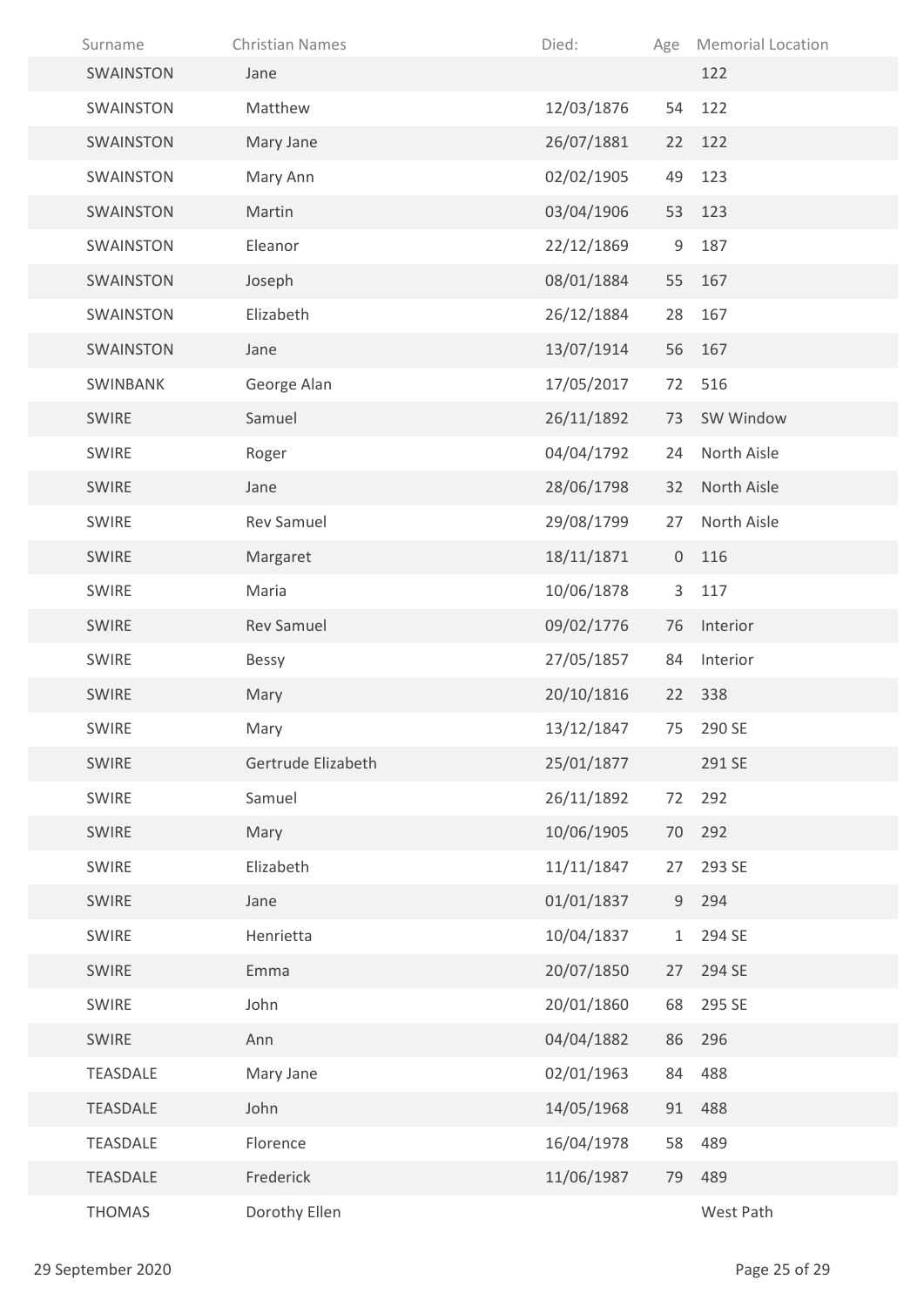| Surname | Christian Names | Died: | Age | Memorial Location |
|---|---|---|---|---|
| SWAINSTON | Jane | | | 122 |
| SWAINSTON | Matthew | 12/03/1876 | 54 | 122 |
| SWAINSTON | Mary Jane | 26/07/1881 | 22 | 122 |
| SWAINSTON | Mary Ann | 02/02/1905 | 49 | 123 |
| SWAINSTON | Martin | 03/04/1906 | 53 | 123 |
| SWAINSTON | Eleanor | 22/12/1869 | 9 | 187 |
| SWAINSTON | Joseph | 08/01/1884 | 55 | 167 |
| SWAINSTON | Elizabeth | 26/12/1884 | 28 | 167 |
| SWAINSTON | Jane | 13/07/1914 | 56 | 167 |
| SWINBANK | George Alan | 17/05/2017 | 72 | 516 |
| SWIRE | Samuel | 26/11/1892 | 73 | SW Window |
| SWIRE | Roger | 04/04/1792 | 24 | North Aisle |
| SWIRE | Jane | 28/06/1798 | 32 | North Aisle |
| SWIRE | Rev Samuel | 29/08/1799 | 27 | North Aisle |
| SWIRE | Margaret | 18/11/1871 | 0 | 116 |
| SWIRE | Maria | 10/06/1878 | 3 | 117 |
| SWIRE | Rev Samuel | 09/02/1776 | 76 | Interior |
| SWIRE | Bessy | 27/05/1857 | 84 | Interior |
| SWIRE | Mary | 20/10/1816 | 22 | 338 |
| SWIRE | Mary | 13/12/1847 | 75 | 290 SE |
| SWIRE | Gertrude Elizabeth | 25/01/1877 | | 291 SE |
| SWIRE | Samuel | 26/11/1892 | 72 | 292 |
| SWIRE | Mary | 10/06/1905 | 70 | 292 |
| SWIRE | Elizabeth | 11/11/1847 | 27 | 293 SE |
| SWIRE | Jane | 01/01/1837 | 9 | 294 |
| SWIRE | Henrietta | 10/04/1837 | 1 | 294 SE |
| SWIRE | Emma | 20/07/1850 | 27 | 294 SE |
| SWIRE | John | 20/01/1860 | 68 | 295 SE |
| SWIRE | Ann | 04/04/1882 | 86 | 296 |
| TEASDALE | Mary Jane | 02/01/1963 | 84 | 488 |
| TEASDALE | John | 14/05/1968 | 91 | 488 |
| TEASDALE | Florence | 16/04/1978 | 58 | 489 |
| TEASDALE | Frederick | 11/06/1987 | 79 | 489 |
| THOMAS | Dorothy Ellen | | | West Path |

29 September 2020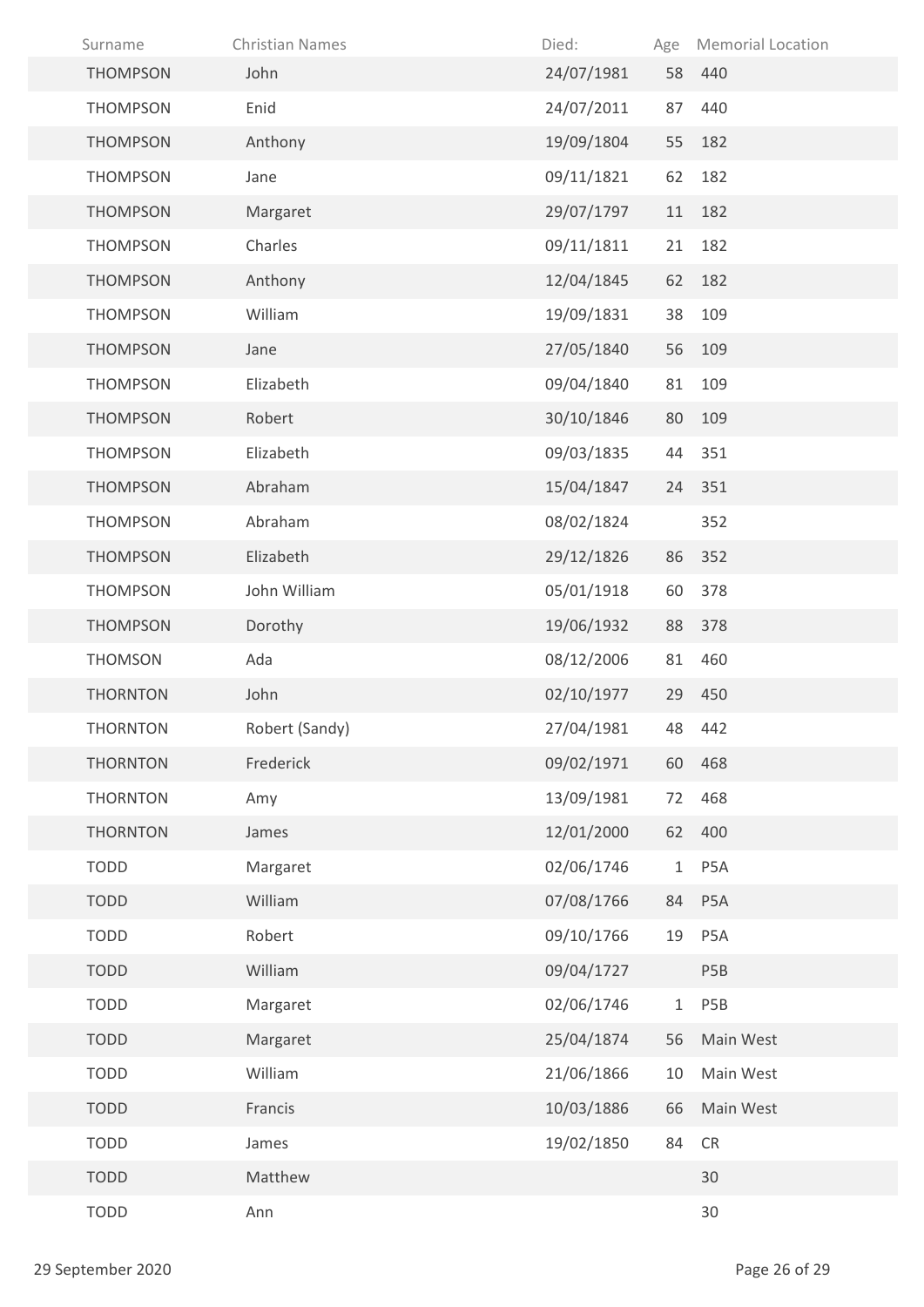| Surname | Christian Names | Died: | Age | Memorial Location |
|---|---|---|---|---|
| THOMPSON | John | 24/07/1981 | 58 | 440 |
| THOMPSON | Enid | 24/07/2011 | 87 | 440 |
| THOMPSON | Anthony | 19/09/1804 | 55 | 182 |
| THOMPSON | Jane | 09/11/1821 | 62 | 182 |
| THOMPSON | Margaret | 29/07/1797 | 11 | 182 |
| THOMPSON | Charles | 09/11/1811 | 21 | 182 |
| THOMPSON | Anthony | 12/04/1845 | 62 | 182 |
| THOMPSON | William | 19/09/1831 | 38 | 109 |
| THOMPSON | Jane | 27/05/1840 | 56 | 109 |
| THOMPSON | Elizabeth | 09/04/1840 | 81 | 109 |
| THOMPSON | Robert | 30/10/1846 | 80 | 109 |
| THOMPSON | Elizabeth | 09/03/1835 | 44 | 351 |
| THOMPSON | Abraham | 15/04/1847 | 24 | 351 |
| THOMPSON | Abraham | 08/02/1824 | | 352 |
| THOMPSON | Elizabeth | 29/12/1826 | 86 | 352 |
| THOMPSON | John William | 05/01/1918 | 60 | 378 |
| THOMPSON | Dorothy | 19/06/1932 | 88 | 378 |
| THOMSON | Ada | 08/12/2006 | 81 | 460 |
| THORNTON | John | 02/10/1977 | 29 | 450 |
| THORNTON | Robert (Sandy) | 27/04/1981 | 48 | 442 |
| THORNTON | Frederick | 09/02/1971 | 60 | 468 |
| THORNTON | Amy | 13/09/1981 | 72 | 468 |
| THORNTON | James | 12/01/2000 | 62 | 400 |
| TODD | Margaret | 02/06/1746 | 1 | P5A |
| TODD | William | 07/08/1766 | 84 | P5A |
| TODD | Robert | 09/10/1766 | 19 | P5A |
| TODD | William | 09/04/1727 | | P5B |
| TODD | Margaret | 02/06/1746 | 1 | P5B |
| TODD | Margaret | 25/04/1874 | 56 | Main West |
| TODD | William | 21/06/1866 | 10 | Main West |
| TODD | Francis | 10/03/1886 | 66 | Main West |
| TODD | James | 19/02/1850 | 84 | CR |
| TODD | Matthew | | | 30 |
| TODD | Ann | | | 30 |

29 September 2020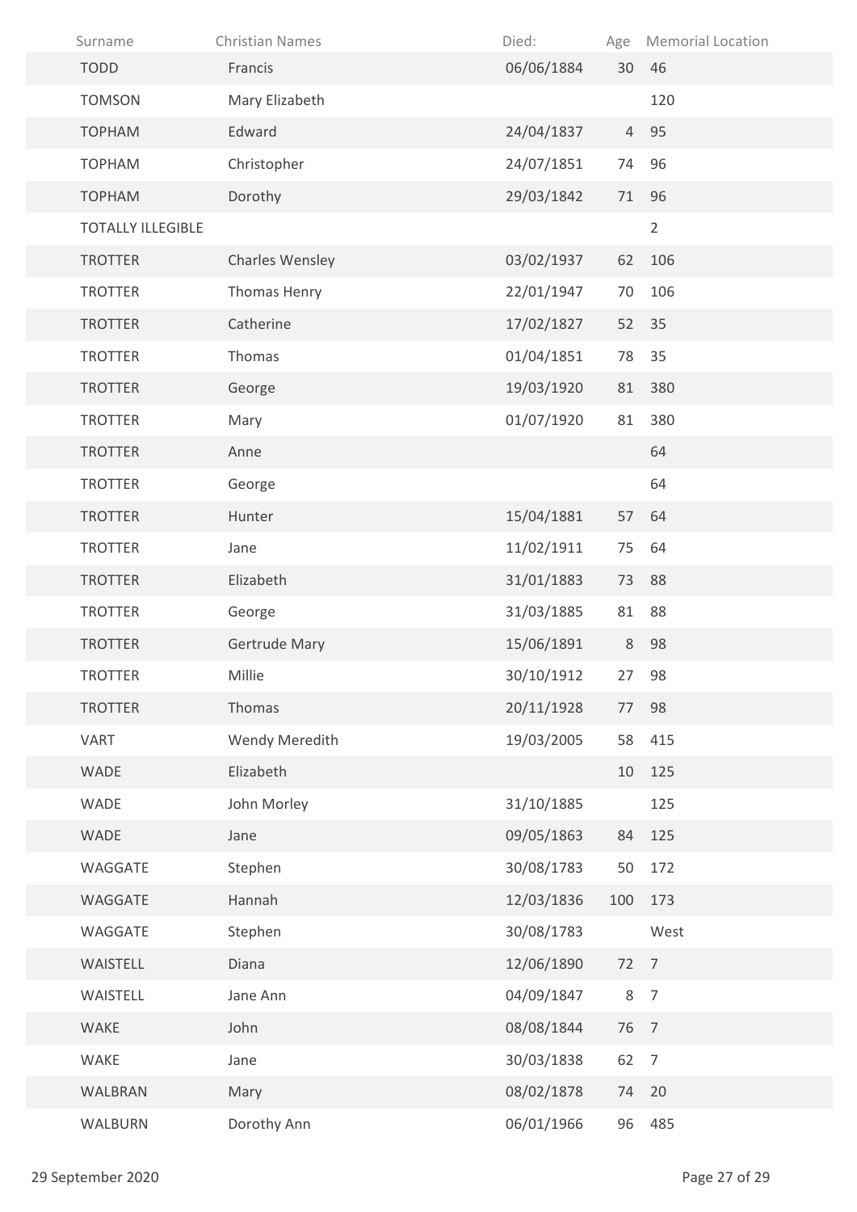| Surname | Christian Names | Died: | Age | Memorial Location |
|---|---|---|---|---|
| TODD | Francis | 06/06/1884 | 30 | 46 |
| TOMSON | Mary Elizabeth | | | 120 |
| TOPHAM | Edward | 24/04/1837 | 4 | 95 |
| TOPHAM | Christopher | 24/07/1851 | 74 | 96 |
| TOPHAM | Dorothy | 29/03/1842 | 71 | 96 |
| TOTALLY ILLEGIBLE | | | | 2 |
| TROTTER | Charles Wensley | 03/02/1937 | 62 | 106 |
| TROTTER | Thomas Henry | 22/01/1947 | 70 | 106 |
| TROTTER | Catherine | 17/02/1827 | 52 | 35 |
| TROTTER | Thomas | 01/04/1851 | 78 | 35 |
| TROTTER | George | 19/03/1920 | 81 | 380 |
| TROTTER | Mary | 01/07/1920 | 81 | 380 |
| TROTTER | Anne | | | 64 |
| TROTTER | George | | | 64 |
| TROTTER | Hunter | 15/04/1881 | 57 | 64 |
| TROTTER | Jane | 11/02/1911 | 75 | 64 |
| TROTTER | Elizabeth | 31/01/1883 | 73 | 88 |
| TROTTER | George | 31/03/1885 | 81 | 88 |
| TROTTER | Gertrude Mary | 15/06/1891 | 8 | 98 |
| TROTTER | Millie | 30/10/1912 | 27 | 98 |
| TROTTER | Thomas | 20/11/1928 | 77 | 98 |
| VART | Wendy Meredith | 19/03/2005 | 58 | 415 |
| WADE | Elizabeth | | 10 | 125 |
| WADE | John Morley | 31/10/1885 | | 125 |
| WADE | Jane | 09/05/1863 | 84 | 125 |
| WAGGATE | Stephen | 30/08/1783 | 50 | 172 |
| WAGGATE | Hannah | 12/03/1836 | 100 | 173 |
| WAGGATE | Stephen | 30/08/1783 | | West |
| WAISTELL | Diana | 12/06/1890 | 72 | 7 |
| WAISTELL | Jane Ann | 04/09/1847 | 8 | 7 |
| WAKE | John | 08/08/1844 | 76 | 7 |
| WAKE | Jane | 30/03/1838 | 62 | 7 |
| WALBRAN | Mary | 08/02/1878 | 74 | 20 |
| WALBURN | Dorothy Ann | 06/01/1966 | 96 | 485 |

29 September 2020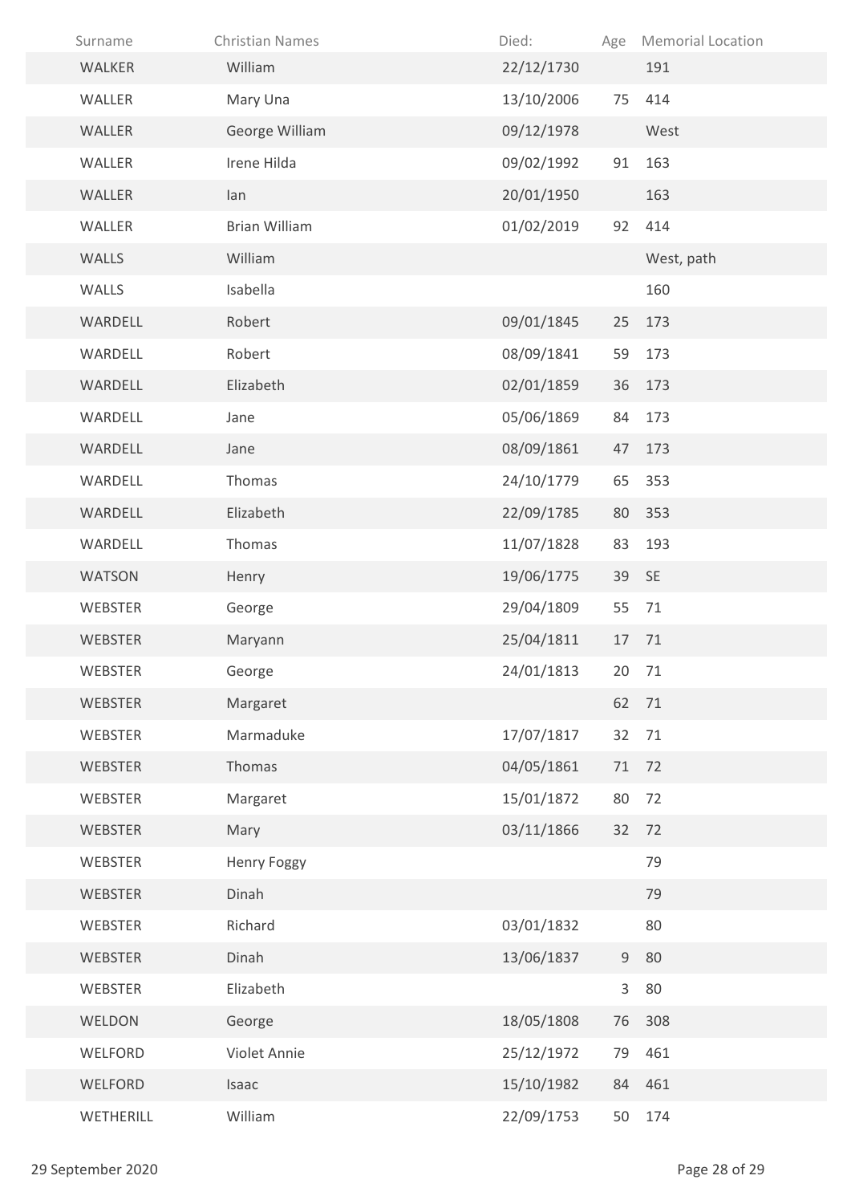| Surname | Christian Names | Died: | Age | Memorial Location |
|---|---|---|---|---|
| WALKER | William | 22/12/1730 | | 191 |
| WALLER | Mary Una | 13/10/2006 | 75 | 414 |
| WALLER | George William | 09/12/1978 | | West |
| WALLER | Irene Hilda | 09/02/1992 | 91 | 163 |
| WALLER | Ian | 20/01/1950 | | 163 |
| WALLER | Brian William | 01/02/2019 | 92 | 414 |
| WALLS | William | | | West, path |
| WALLS | Isabella | | | 160 |
| WARDELL | Robert | 09/01/1845 | 25 | 173 |
| WARDELL | Robert | 08/09/1841 | 59 | 173 |
| WARDELL | Elizabeth | 02/01/1859 | 36 | 173 |
| WARDELL | Jane | 05/06/1869 | 84 | 173 |
| WARDELL | Jane | 08/09/1861 | 47 | 173 |
| WARDELL | Thomas | 24/10/1779 | 65 | 353 |
| WARDELL | Elizabeth | 22/09/1785 | 80 | 353 |
| WARDELL | Thomas | 11/07/1828 | 83 | 193 |
| WATSON | Henry | 19/06/1775 | 39 | SE |
| WEBSTER | George | 29/04/1809 | 55 | 71 |
| WEBSTER | Maryann | 25/04/1811 | 17 | 71 |
| WEBSTER | George | 24/01/1813 | 20 | 71 |
| WEBSTER | Margaret | | 62 | 71 |
| WEBSTER | Marmaduke | 17/07/1817 | 32 | 71 |
| WEBSTER | Thomas | 04/05/1861 | 71 | 72 |
| WEBSTER | Margaret | 15/01/1872 | 80 | 72 |
| WEBSTER | Mary | 03/11/1866 | 32 | 72 |
| WEBSTER | Henry Foggy | | | 79 |
| WEBSTER | Dinah | | | 79 |
| WEBSTER | Richard | 03/01/1832 | | 80 |
| WEBSTER | Dinah | 13/06/1837 | 9 | 80 |
| WEBSTER | Elizabeth | | 3 | 80 |
| WELDON | George | 18/05/1808 | 76 | 308 |
| WELFORD | Violet Annie | 25/12/1972 | 79 | 461 |
| WELFORD | Isaac | 15/10/1982 | 84 | 461 |
| WETHERILL | William | 22/09/1753 | 50 | 174 |

29 September 2020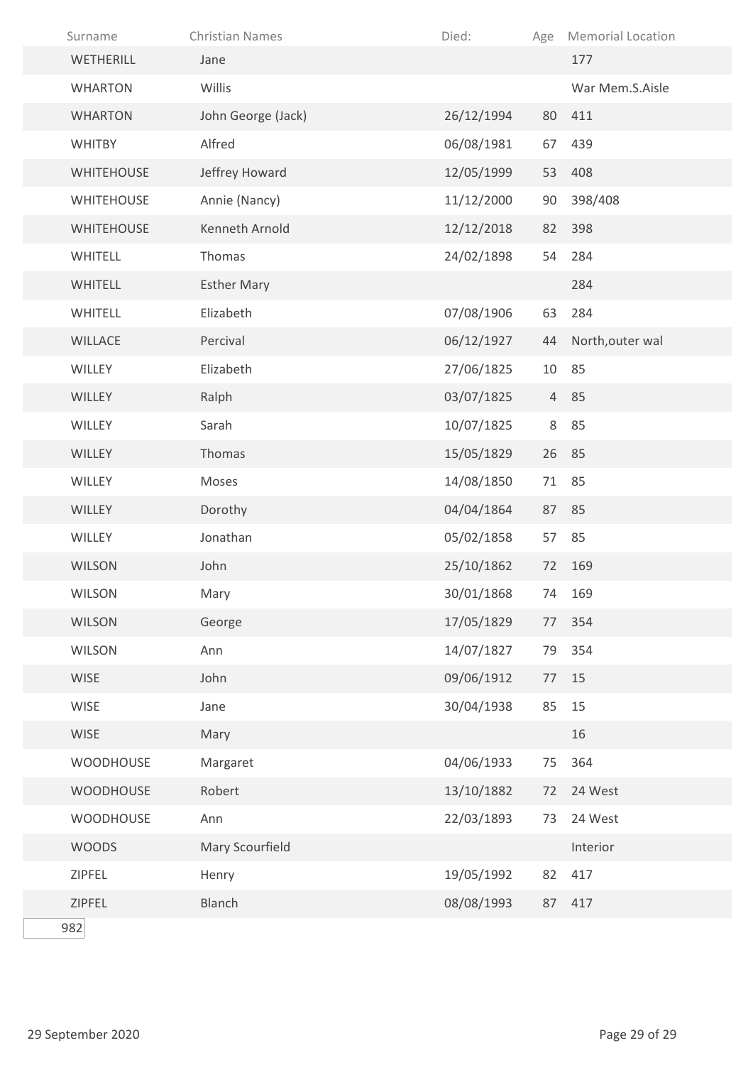| Surname | Christian Names | Died: | Age | Memorial Location |
|---|---|---|---|---|
| WETHERILL | Jane | | | 177 |
| WHARTON | Willis | | | War Mem.S.Aisle |
| WHARTON | John George (Jack) | 26/12/1994 | 80 | 411 |
| WHITBY | Alfred | 06/08/1981 | 67 | 439 |
| WHITEHOUSE | Jeffrey Howard | 12/05/1999 | 53 | 408 |
| WHITEHOUSE | Annie (Nancy) | 11/12/2000 | 90 | 398/408 |
| WHITEHOUSE | Kenneth Arnold | 12/12/2018 | 82 | 398 |
| WHITELL | Thomas | 24/02/1898 | 54 | 284 |
| WHITELL | Esther Mary | | | 284 |
| WHITELL | Elizabeth | 07/08/1906 | 63 | 284 |
| WILLACE | Percival | 06/12/1927 | 44 | North,outer wal |
| WILLEY | Elizabeth | 27/06/1825 | 10 | 85 |
| WILLEY | Ralph | 03/07/1825 | 4 | 85 |
| WILLEY | Sarah | 10/07/1825 | 8 | 85 |
| WILLEY | Thomas | 15/05/1829 | 26 | 85 |
| WILLEY | Moses | 14/08/1850 | 71 | 85 |
| WILLEY | Dorothy | 04/04/1864 | 87 | 85 |
| WILLEY | Jonathan | 05/02/1858 | 57 | 85 |
| WILSON | John | 25/10/1862 | 72 | 169 |
| WILSON | Mary | 30/01/1868 | 74 | 169 |
| WILSON | George | 17/05/1829 | 77 | 354 |
| WILSON | Ann | 14/07/1827 | 79 | 354 |
| WISE | John | 09/06/1912 | 77 | 15 |
| WISE | Jane | 30/04/1938 | 85 | 15 |
| WISE | Mary | | | 16 |
| WOODHOUSE | Margaret | 04/06/1933 | 75 | 364 |
| WOODHOUSE | Robert | 13/10/1882 | 72 | 24 West |
| WOODHOUSE | Ann | 22/03/1893 | 73 | 24 West |
| WOODS | Mary Scourfield | | | Interior |
| ZIPFEL | Henry | 19/05/1992 | 82 | 417 |
| ZIPFEL | Blanch | 08/08/1993 | 87 | 417 |

982

29 September 2020